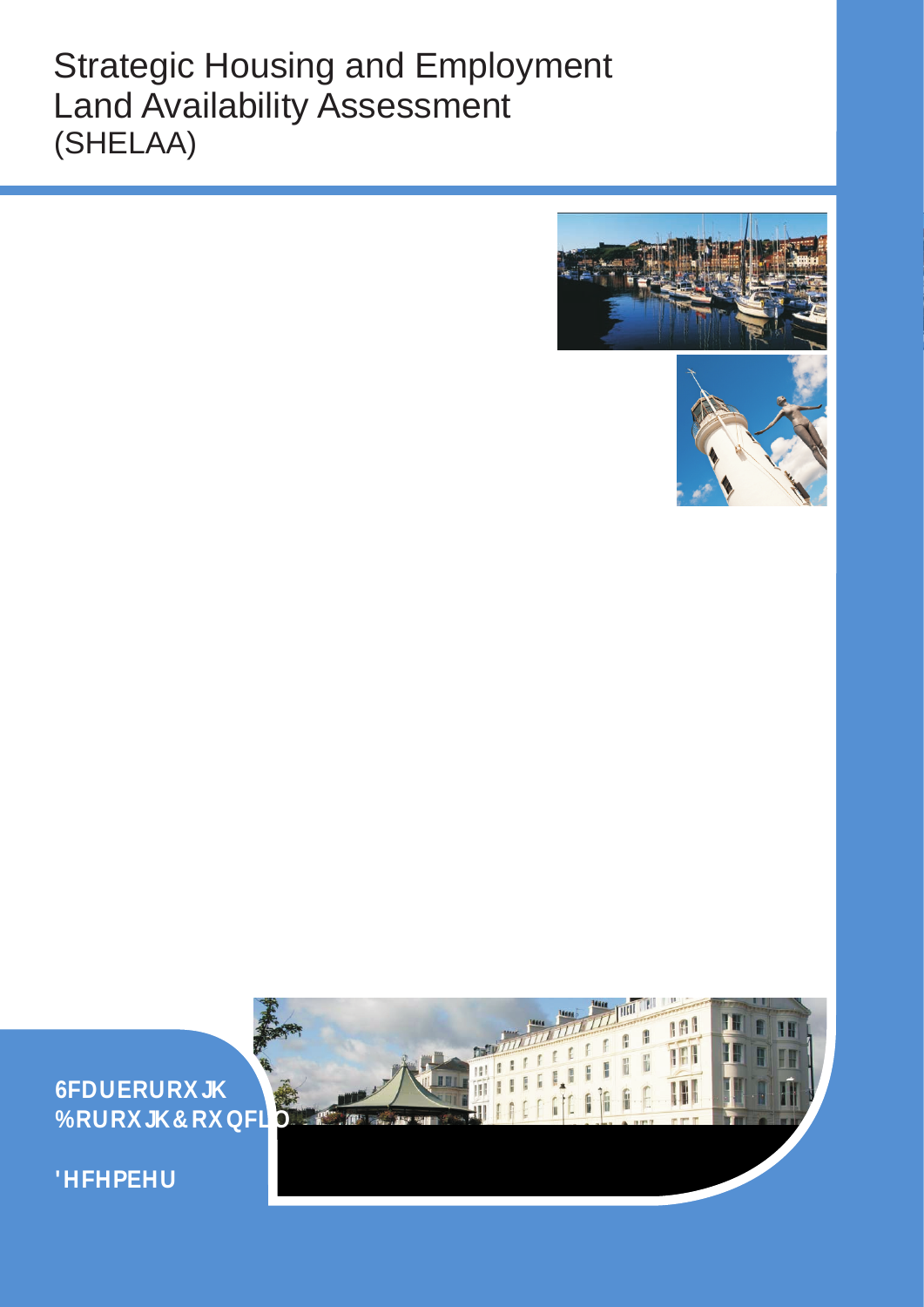# Strategic Housing and Employment Land Availability Assessment (SHELAA)

Scarborough Borough Council

December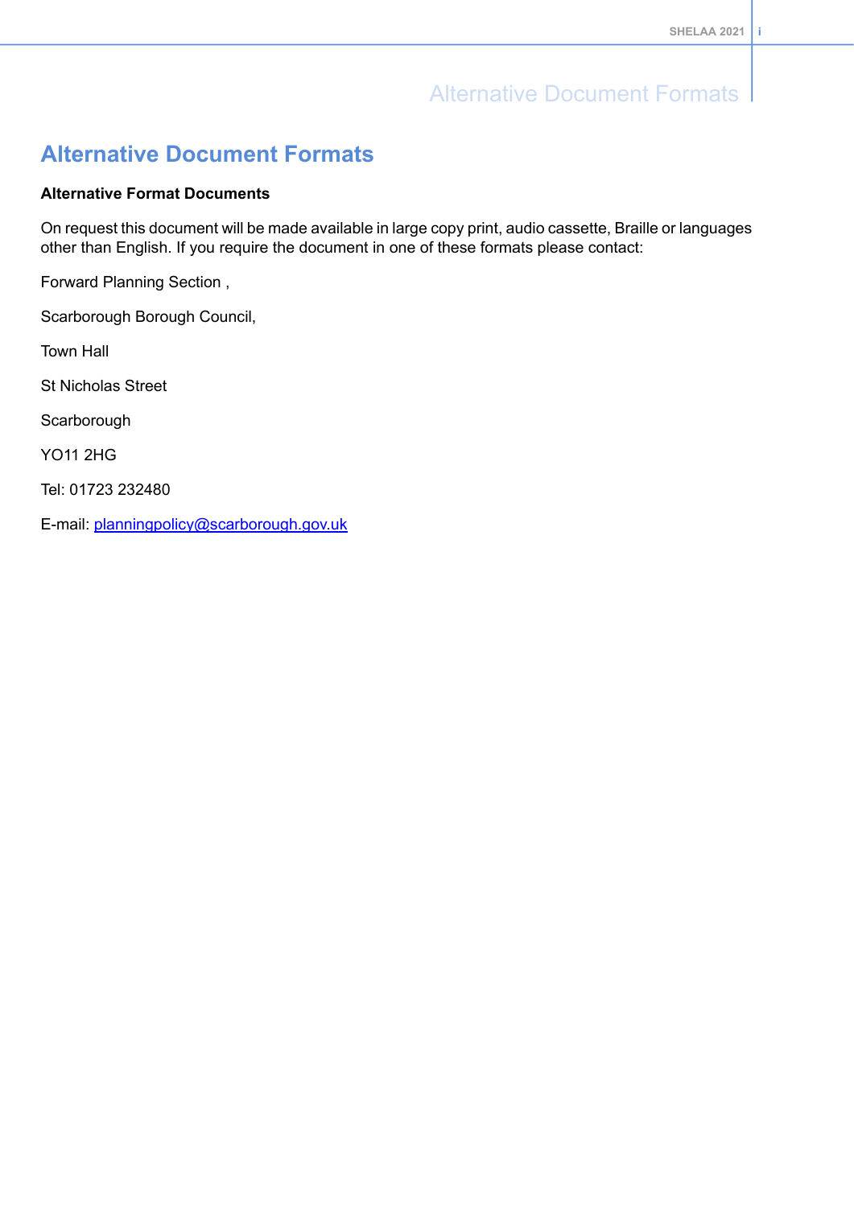# Alternative Document Formats

**Alternative Format Documents**

On request this document will be made available in large copy print, audio cassette, Braille or languages other than English. If you require the document in one of these formats please contact:

Forward Planning Section ,

Scarborough Borough Council,

Town Hall

St Nicholas Street

Scarborough

YO11 2HG

Tel: 01723 232480

E-mail: planningpolicy@scarborough.gov.uk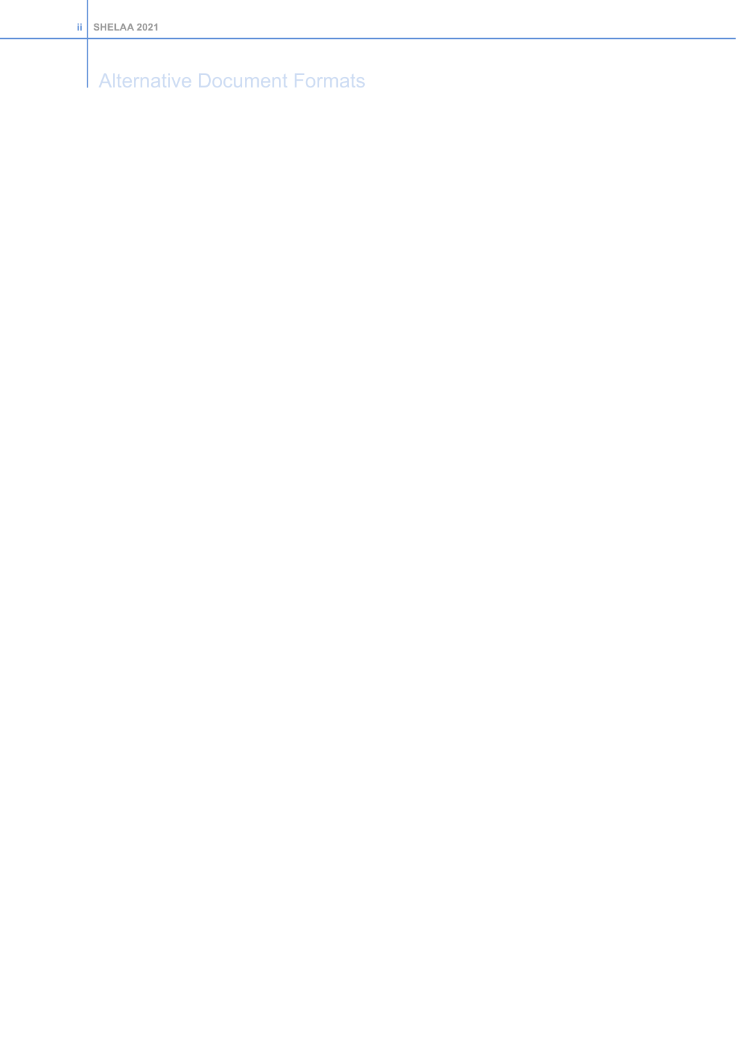# Alternative Document Formats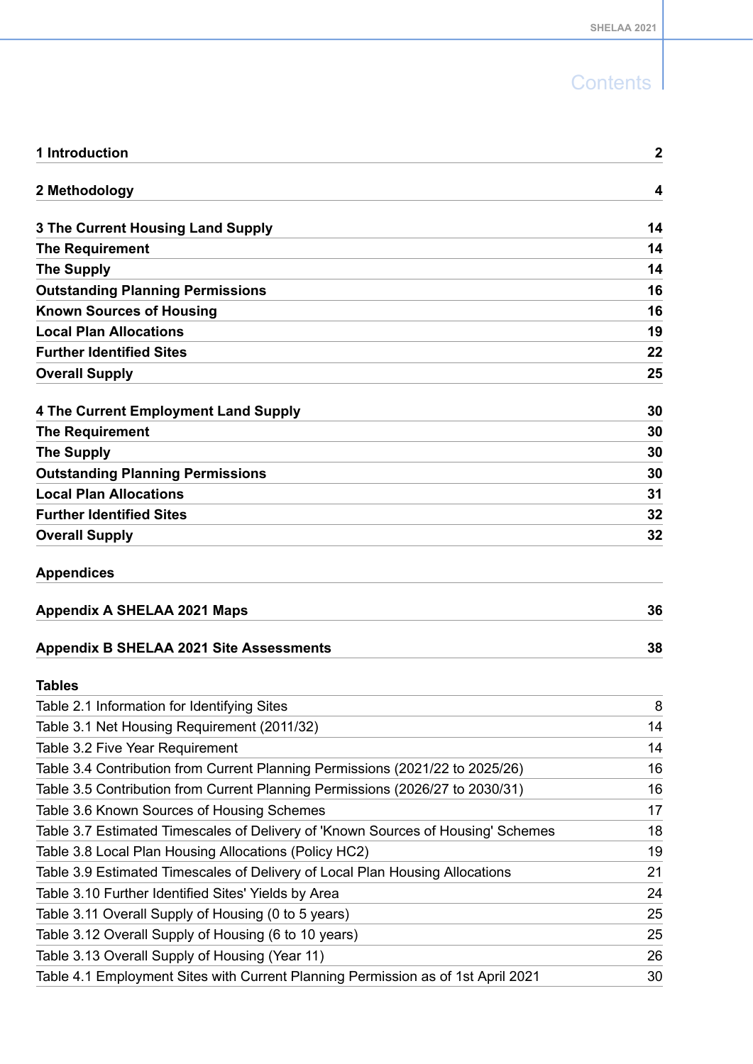# Contents

| | |
|---|---|
| **1 Introduction** | **2** |
| **2 Methodology** | **4** |
| **3 The Current Housing Land Supply** | **14** |
| **The Requirement** | **14** |
| **The Supply** | **14** |
| **Outstanding Planning Permissions** | **16** |
| **Known Sources of Housing** | **16** |
| **Local Plan Allocations** | **19** |
| **Further Identified Sites** | **22** |
| **Overall Supply** | **25** |
| **4 The Current Employment Land Supply** | **30** |
| **The Requirement** | **30** |
| **The Supply** | **30** |
| **Outstanding Planning Permissions** | **30** |
| **Local Plan Allocations** | **31** |
| **Further Identified Sites** | **32** |
| **Overall Supply** | **32** |

**Appendices**

| | |
|---|---|
| **Appendix A SHELAA 2021 Maps** | **36** |
| **Appendix B SHELAA 2021 Site Assessments** | **38** |

**Tables**

| | |
|---|---|
| Table 2.1 Information for Identifying Sites | 8 |
| Table 3.1 Net Housing Requirement (2011/32) | 14 |
| Table 3.2 Five Year Requirement | 14 |
| Table 3.4 Contribution from Current Planning Permissions (2021/22 to 2025/26) | 16 |
| Table 3.5 Contribution from Current Planning Permissions (2026/27 to 2030/31) | 16 |
| Table 3.6 Known Sources of Housing Schemes | 17 |
| Table 3.7 Estimated Timescales of Delivery of 'Known Sources of Housing' Schemes | 18 |
| Table 3.8 Local Plan Housing Allocations (Policy HC2) | 19 |
| Table 3.9 Estimated Timescales of Delivery of Local Plan Housing Allocations | 21 |
| Table 3.10 Further Identified Sites' Yields by Area | 24 |
| Table 3.11 Overall Supply of Housing (0 to 5 years) | 25 |
| Table 3.12 Overall Supply of Housing (6 to 10 years) | 25 |
| Table 3.13 Overall Supply of Housing (Year 11) | 26 |
| Table 4.1 Employment Sites with Current Planning Permission as of 1st April 2021 | 30 |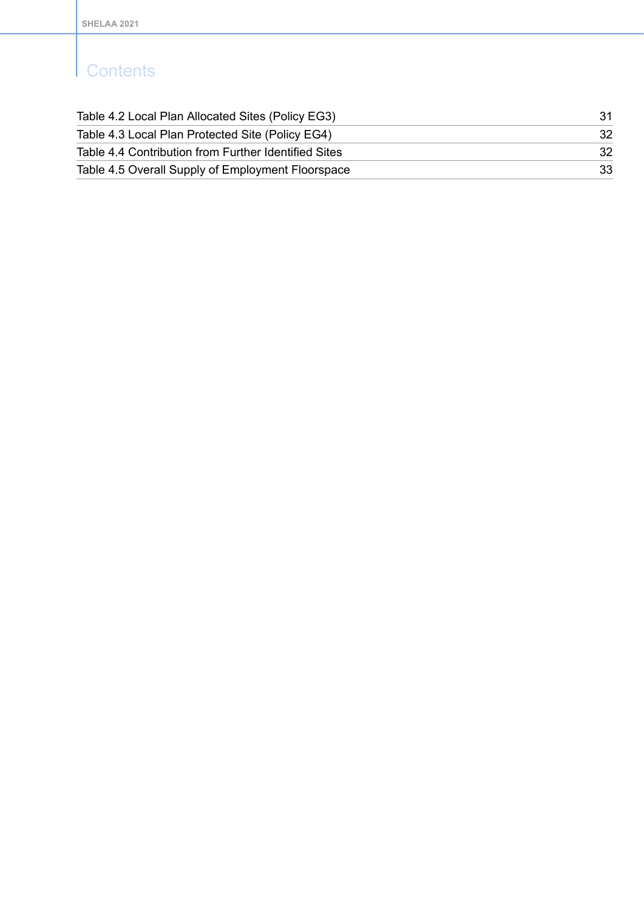# Contents

| | |
|---|---|
| Table 4.2 Local Plan Allocated Sites (Policy EG3) | 31 |
| Table 4.3 Local Plan Protected Site (Policy EG4) | 32 |
| Table 4.4 Contribution from Further Identified Sites | 32 |
| Table 4.5 Overall Supply of Employment Floorspace | 33 |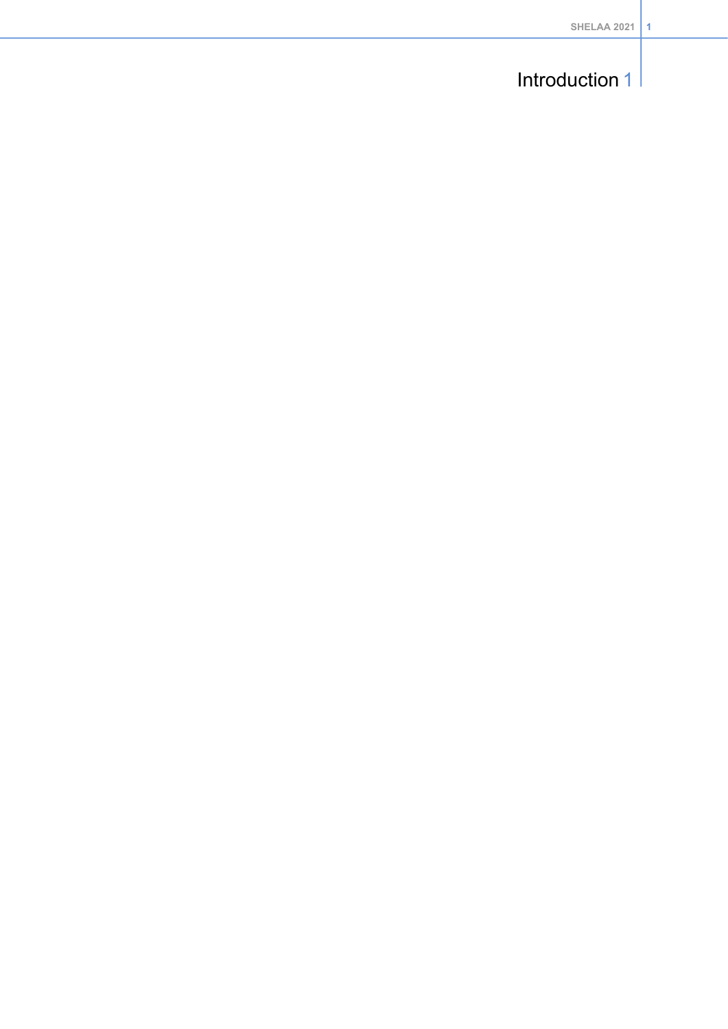# Introduction 1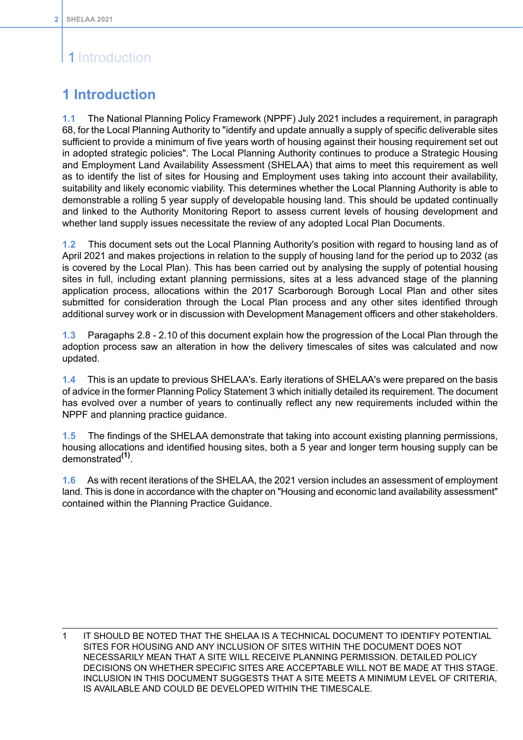# 1 Introduction

**1.1** The National Planning Policy Framework (NPPF) July 2021 includes a requirement, in paragraph 68, for the Local Planning Authority to "identify and update annually a supply of specific deliverable sites sufficient to provide a minimum of five years worth of housing against their housing requirement set out in adopted strategic policies". The Local Planning Authority continues to produce a Strategic Housing and Employment Land Availability Assessment (SHELAA) that aims to meet this requirement as well as to identify the list of sites for Housing and Employment uses taking into account their availability, suitability and likely economic viability. This determines whether the Local Planning Authority is able to demonstrable a rolling 5 year supply of developable housing land. This should be updated continually and linked to the Authority Monitoring Report to assess current levels of housing development and whether land supply issues necessitate the review of any adopted Local Plan Documents.

**1.2** This document sets out the Local Planning Authority's position with regard to housing land as of April 2021 and makes projections in relation to the supply of housing land for the period up to 2032 (as is covered by the Local Plan). This has been carried out by analysing the supply of potential housing sites in full, including extant planning permissions, sites at a less advanced stage of the planning application process, allocations within the 2017 Scarborough Borough Local Plan and other sites submitted for consideration through the Local Plan process and any other sites identified through additional survey work or in discussion with Development Management officers and other stakeholders.

**1.3** Paragaphs 2.8 - 2.10 of this document explain how the progression of the Local Plan through the adoption process saw an alteration in how the delivery timescales of sites was calculated and now updated.

**1.4** This is an update to previous SHELAA's. Early iterations of SHELAA's were prepared on the basis of advice in the former Planning Policy Statement 3 which initially detailed its requirement. The document has evolved over a number of years to continually reflect any new requirements included within the NPPF and planning practice guidance.

**1.5** The findings of the SHELAA demonstrate that taking into account existing planning permissions, housing allocations and identified housing sites, both a 5 year and longer term housing supply can be demonstrated[1].

**1.6** As with recent iterations of the SHELAA, the 2021 version includes an assessment of employment land. This is done in accordance with the chapter on "Housing and economic land availability assessment" contained within the Planning Practice Guidance.

---

1 IT SHOULD BE NOTED THAT THE SHELAA IS A TECHNICAL DOCUMENT TO IDENTIFY POTENTIAL SITES FOR HOUSING AND ANY INCLUSION OF SITES WITHIN THE DOCUMENT DOES NOT NECESSARILY MEAN THAT A SITE WILL RECEIVE PLANNING PERMISSION. DETAILED POLICY DECISIONS ON WHETHER SPECIFIC SITES ARE ACCEPTABLE WILL NOT BE MADE AT THIS STAGE. INCLUSION IN THIS DOCUMENT SUGGESTS THAT A SITE MEETS A MINIMUM LEVEL OF CRITERIA, IS AVAILABLE AND COULD BE DEVELOPED WITHIN THE TIMESCALE.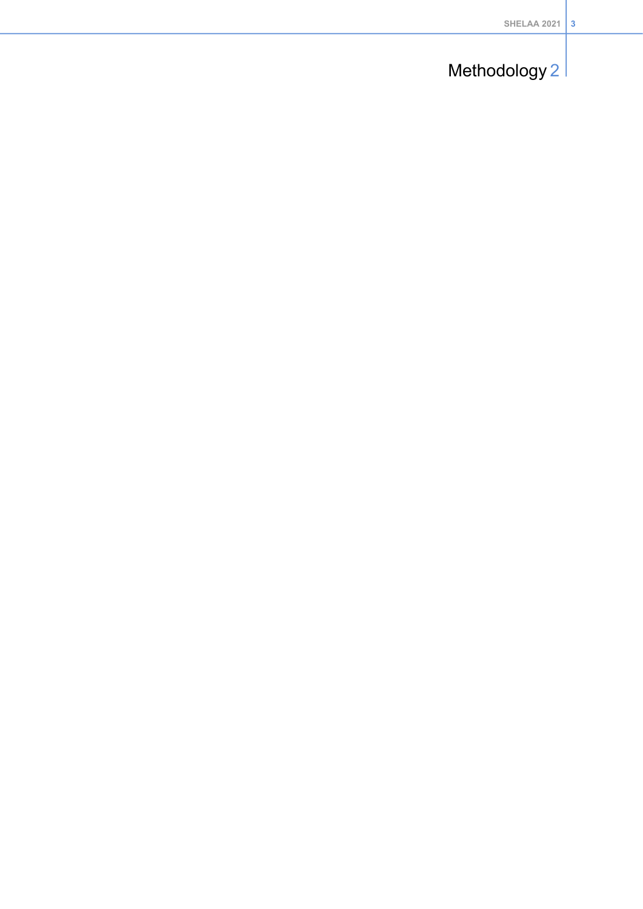# Methodology 2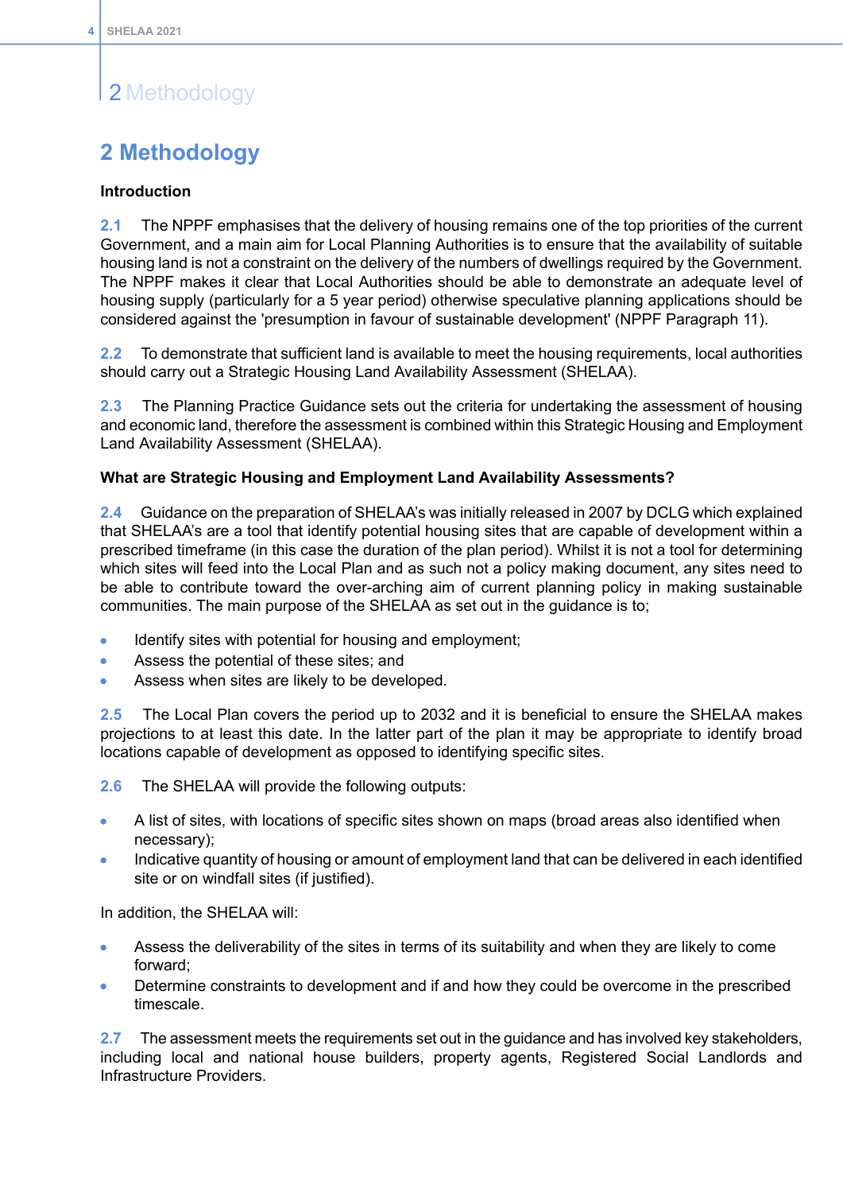# 2 Methodology

### Introduction

2.1 The NPPF emphasises that the delivery of housing remains one of the top priorities of the current Government, and a main aim for Local Planning Authorities is to ensure that the availability of suitable housing land is not a constraint on the delivery of the numbers of dwellings required by the Government. The NPPF makes it clear that Local Authorities should be able to demonstrate an adequate level of housing supply (particularly for a 5 year period) otherwise speculative planning applications should be considered against the 'presumption in favour of sustainable development' (NPPF Paragraph 11).

2.2 To demonstrate that sufficient land is available to meet the housing requirements, local authorities should carry out a Strategic Housing Land Availability Assessment (SHELAA).

2.3 The Planning Practice Guidance sets out the criteria for undertaking the assessment of housing and economic land, therefore the assessment is combined within this Strategic Housing and Employment Land Availability Assessment (SHELAA).

### What are Strategic Housing and Employment Land Availability Assessments?

2.4 Guidance on the preparation of SHELAA's was initially released in 2007 by DCLG which explained that SHELAA's are a tool that identify potential housing sites that are capable of development within a prescribed timeframe (in this case the duration of the plan period). Whilst it is not a tool for determining which sites will feed into the Local Plan and as such not a policy making document, any sites need to be able to contribute toward the over-arching aim of current planning policy in making sustainable communities. The main purpose of the SHELAA as set out in the guidance is to;

- Identify sites with potential for housing and employment;
- Assess the potential of these sites; and
- Assess when sites are likely to be developed.

2.5 The Local Plan covers the period up to 2032 and it is beneficial to ensure the SHELAA makes projections to at least this date. In the latter part of the plan it may be appropriate to identify broad locations capable of development as opposed to identifying specific sites.

2.6 The SHELAA will provide the following outputs:

- A list of sites, with locations of specific sites shown on maps (broad areas also identified when necessary);
- Indicative quantity of housing or amount of employment land that can be delivered in each identified site or on windfall sites (if justified).

In addition, the SHELAA will:

- Assess the deliverability of the sites in terms of its suitability and when they are likely to come forward;
- Determine constraints to development and if and how they could be overcome in the prescribed timescale.

2.7 The assessment meets the requirements set out in the guidance and has involved key stakeholders, including local and national house builders, property agents, Registered Social Landlords and Infrastructure Providers.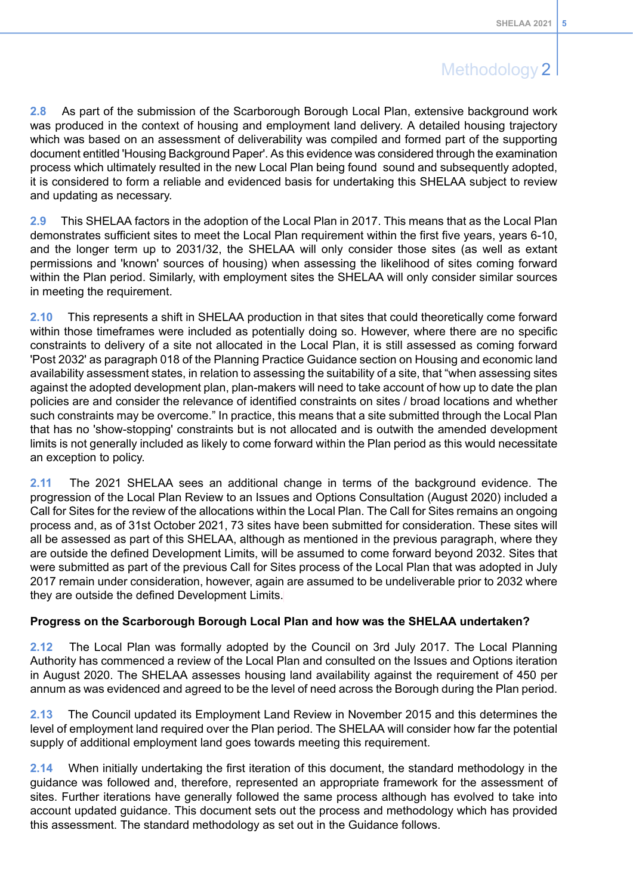# Methodology 2

**2.8** As part of the submission of the Scarborough Borough Local Plan, extensive background work was produced in the context of housing and employment land delivery. A detailed housing trajectory which was based on an assessment of deliverability was compiled and formed part of the supporting document entitled 'Housing Background Paper'. As this evidence was considered through the examination process which ultimately resulted in the new Local Plan being found sound and subsequently adopted, it is considered to form a reliable and evidenced basis for undertaking this SHELAA subject to review and updating as necessary.

**2.9** This SHELAA factors in the adoption of the Local Plan in 2017. This means that as the Local Plan demonstrates sufficient sites to meet the Local Plan requirement within the first five years, years 6-10, and the longer term up to 2031/32, the SHELAA will only consider those sites (as well as extant permissions and 'known' sources of housing) when assessing the likelihood of sites coming forward within the Plan period. Similarly, with employment sites the SHELAA will only consider similar sources in meeting the requirement.

**2.10** This represents a shift in SHELAA production in that sites that could theoretically come forward within those timeframes were included as potentially doing so. However, where there are no specific constraints to delivery of a site not allocated in the Local Plan, it is still assessed as coming forward 'Post 2032' as paragraph 018 of the Planning Practice Guidance section on Housing and economic land availability assessment states, in relation to assessing the suitability of a site, that "when assessing sites against the adopted development plan, plan-makers will need to take account of how up to date the plan policies are and consider the relevance of identified constraints on sites / broad locations and whether such constraints may be overcome." In practice, this means that a site submitted through the Local Plan that has no 'show-stopping' constraints but is not allocated and is outwith the amended development limits is not generally included as likely to come forward within the Plan period as this would necessitate an exception to policy.

**2.11** The 2021 SHELAA sees an additional change in terms of the background evidence. The progression of the Local Plan Review to an Issues and Options Consultation (August 2020) included a Call for Sites for the review of the allocations within the Local Plan. The Call for Sites remains an ongoing process and, as of 31st October 2021, 73 sites have been submitted for consideration. These sites will all be assessed as part of this SHELAA, although as mentioned in the previous paragraph, where they are outside the defined Development Limits, will be assumed to come forward beyond 2032. Sites that were submitted as part of the previous Call for Sites process of the Local Plan that was adopted in July 2017 remain under consideration, however, again are assumed to be undeliverable prior to 2032 where they are outside the defined Development Limits.

**Progress on the Scarborough Borough Local Plan and how was the SHELAA undertaken?**

**2.12** The Local Plan was formally adopted by the Council on 3rd July 2017. The Local Planning Authority has commenced a review of the Local Plan and consulted on the Issues and Options iteration in August 2020. The SHELAA assesses housing land availability against the requirement of 450 per annum as was evidenced and agreed to be the level of need across the Borough during the Plan period.

**2.13** The Council updated its Employment Land Review in November 2015 and this determines the level of employment land required over the Plan period. The SHELAA will consider how far the potential supply of additional employment land goes towards meeting this requirement.

**2.14** When initially undertaking the first iteration of this document, the standard methodology in the guidance was followed and, therefore, represented an appropriate framework for the assessment of sites. Further iterations have generally followed the same process although has evolved to take into account updated guidance. This document sets out the process and methodology which has provided this assessment. The standard methodology as set out in the Guidance follows.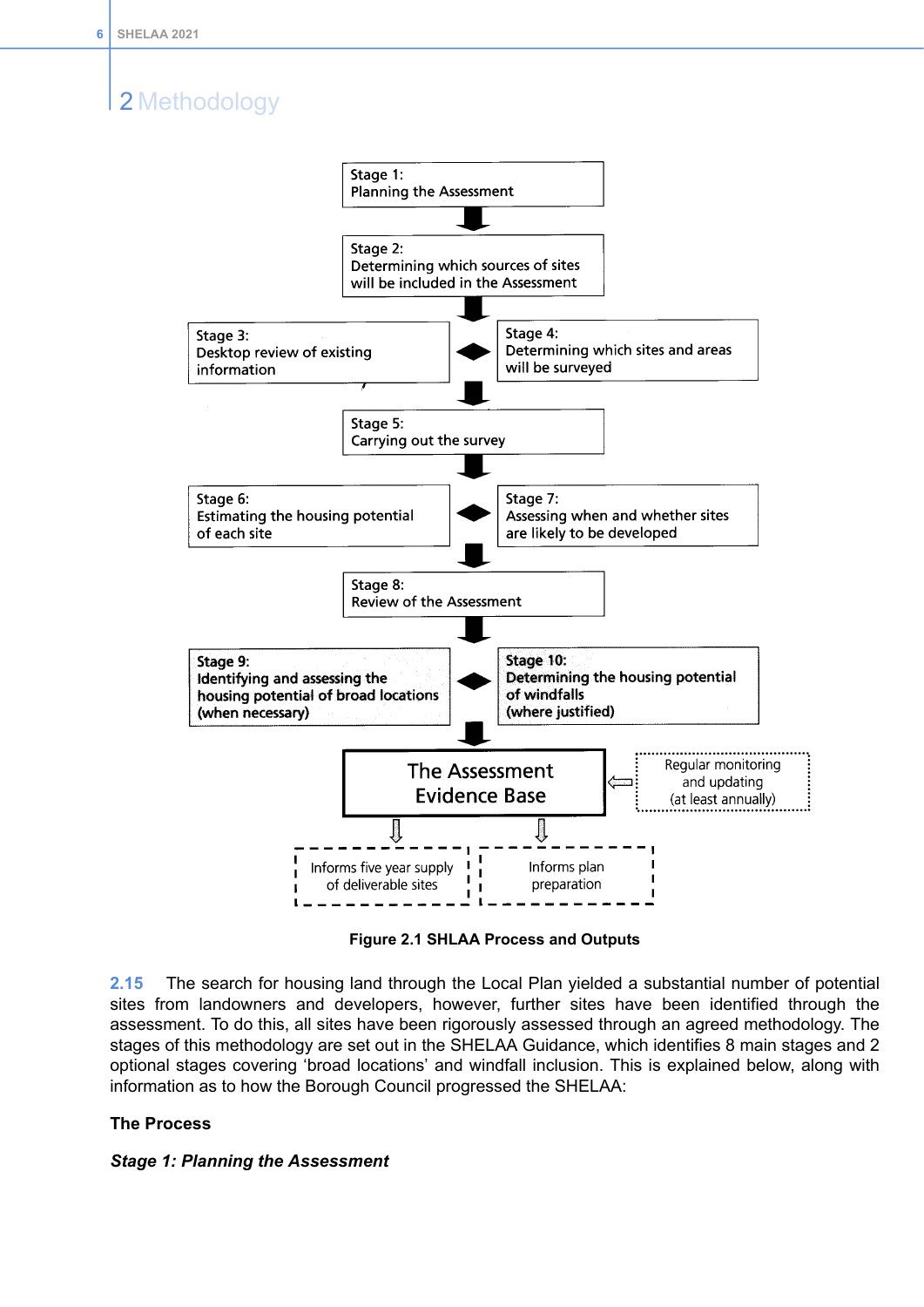# 2 Methodology

Stage 1:
Planning the Assessment

Stage 2:
Determining which sources of sites will be included in the Assessment

Stage 3:
Desktop review of existing information

Stage 4:
Determining which sites and areas will be surveyed

Stage 5:
Carrying out the survey

Stage 6:
Estimating the housing potential of each site

Stage 7:
Assessing when and whether sites are likely to be developed

Stage 8:
Review of the Assessment

**Stage 9:**
**Identifying and assessing the housing potential of broad locations (when necessary)**

**Stage 10:**
**Determining the housing potential of windfalls (where justified)**

The Assessment Evidence Base

Regular monitoring and updating (at least annually)

Informs five year supply of deliverable sites

Informs plan preparation

**Figure 2.1 SHLAA Process and Outputs**

2.15 The search for housing land through the Local Plan yielded a substantial number of potential sites from landowners and developers, however, further sites have been identified through the assessment. To do this, all sites have been rigorously assessed through an agreed methodology. The stages of this methodology are set out in the SHELAA Guidance, which identifies 8 main stages and 2 optional stages covering 'broad locations' and windfall inclusion. This is explained below, along with information as to how the Borough Council progressed the SHELAA:

**The Process**

***Stage 1: Planning the Assessment***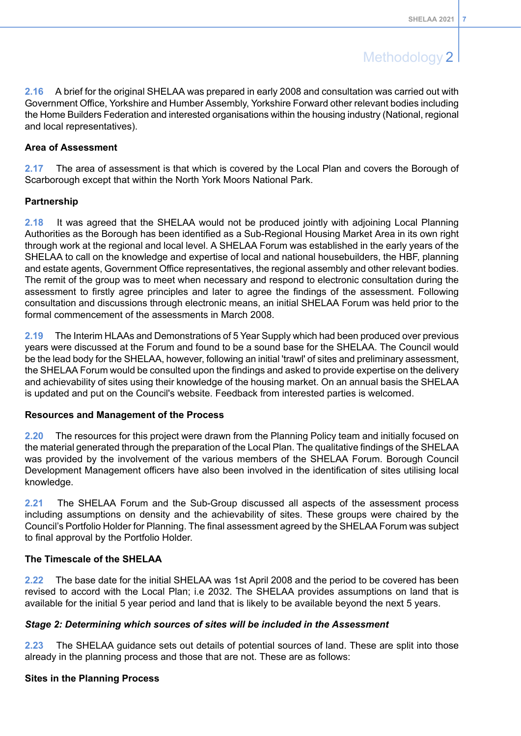2.16 A brief for the original SHELAA was prepared in early 2008 and consultation was carried out with Government Office, Yorkshire and Humber Assembly, Yorkshire Forward other relevant bodies including the Home Builders Federation and interested organisations within the housing industry (National, regional and local representatives).

**Area of Assessment**

2.17 The area of assessment is that which is covered by the Local Plan and covers the Borough of Scarborough except that within the North York Moors National Park.

**Partnership**

2.18 It was agreed that the SHELAA would not be produced jointly with adjoining Local Planning Authorities as the Borough has been identified as a Sub-Regional Housing Market Area in its own right through work at the regional and local level. A SHELAA Forum was established in the early years of the SHELAA to call on the knowledge and expertise of local and national housebuilders, the HBF, planning and estate agents, Government Office representatives, the regional assembly and other relevant bodies. The remit of the group was to meet when necessary and respond to electronic consultation during the assessment to firstly agree principles and later to agree the findings of the assessment. Following consultation and discussions through electronic means, an initial SHELAA Forum was held prior to the formal commencement of the assessments in March 2008.

2.19 The Interim HLAAs and Demonstrations of 5 Year Supply which had been produced over previous years were discussed at the Forum and found to be a sound base for the SHELAA. The Council would be the lead body for the SHELAA, however, following an initial 'trawl' of sites and preliminary assessment, the SHELAA Forum would be consulted upon the findings and asked to provide expertise on the delivery and achievability of sites using their knowledge of the housing market. On an annual basis the SHELAA is updated and put on the Council's website. Feedback from interested parties is welcomed.

**Resources and Management of the Process**

2.20 The resources for this project were drawn from the Planning Policy team and initially focused on the material generated through the preparation of the Local Plan. The qualitative findings of the SHELAA was provided by the involvement of the various members of the SHELAA Forum. Borough Council Development Management officers have also been involved in the identification of sites utilising local knowledge.

2.21 The SHELAA Forum and the Sub-Group discussed all aspects of the assessment process including assumptions on density and the achievability of sites. These groups were chaired by the Council's Portfolio Holder for Planning. The final assessment agreed by the SHELAA Forum was subject to final approval by the Portfolio Holder.

**The Timescale of the SHELAA**

2.22 The base date for the initial SHELAA was 1st April 2008 and the period to be covered has been revised to accord with the Local Plan; i.e 2032. The SHELAA provides assumptions on land that is available for the initial 5 year period and land that is likely to be available beyond the next 5 years.

***Stage 2: Determining which sources of sites will be included in the Assessment***

2.23 The SHELAA guidance sets out details of potential sources of land. These are split into those already in the planning process and those that are not. These are as follows:

**Sites in the Planning Process**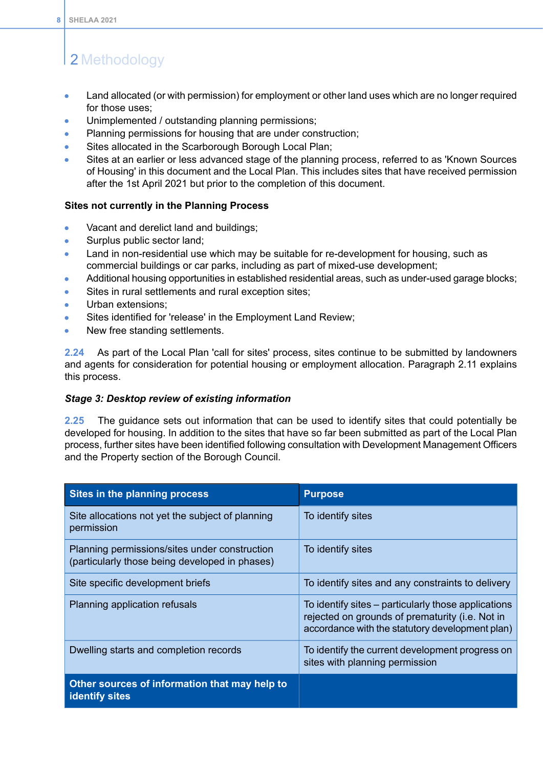## 2 Methodology

- Land allocated (or with permission) for employment or other land uses which are no longer required for those uses;
- Unimplemented / outstanding planning permissions;
- Planning permissions for housing that are under construction;
- Sites allocated in the Scarborough Borough Local Plan;
- Sites at an earlier or less advanced stage of the planning process, referred to as 'Known Sources of Housing' in this document and the Local Plan. This includes sites that have received permission after the 1st April 2021 but prior to the completion of this document.

**Sites not currently in the Planning Process**

- Vacant and derelict land and buildings;
- Surplus public sector land;
- Land in non-residential use which may be suitable for re-development for housing, such as commercial buildings or car parks, including as part of mixed-use development;
- Additional housing opportunities in established residential areas, such as under-used garage blocks;
- Sites in rural settlements and rural exception sites;
- Urban extensions;
- Sites identified for 'release' in the Employment Land Review;
- New free standing settlements.

**2.24** As part of the Local Plan 'call for sites' process, sites continue to be submitted by landowners and agents for consideration for potential housing or employment allocation. Paragraph 2.11 explains this process.

***Stage 3: Desktop review of existing information***

**2.25** The guidance sets out information that can be used to identify sites that could potentially be developed for housing. In addition to the sites that have so far been submitted as part of the Local Plan process, further sites have been identified following consultation with Development Management Officers and the Property section of the Borough Council.

| Sites in the planning process | Purpose |
|---|---|
| Site allocations not yet the subject of planning permission | To identify sites |
| Planning permissions/sites under construction (particularly those being developed in phases) | To identify sites |
| Site specific development briefs | To identify sites and any constraints to delivery |
| Planning application refusals | To identify sites – particularly those applications rejected on grounds of prematurity (i.e. Not in accordance with the statutory development plan) |
| Dwelling starts and completion records | To identify the current development progress on sites with planning permission |
| **Other sources of information that may help to identify sites** | |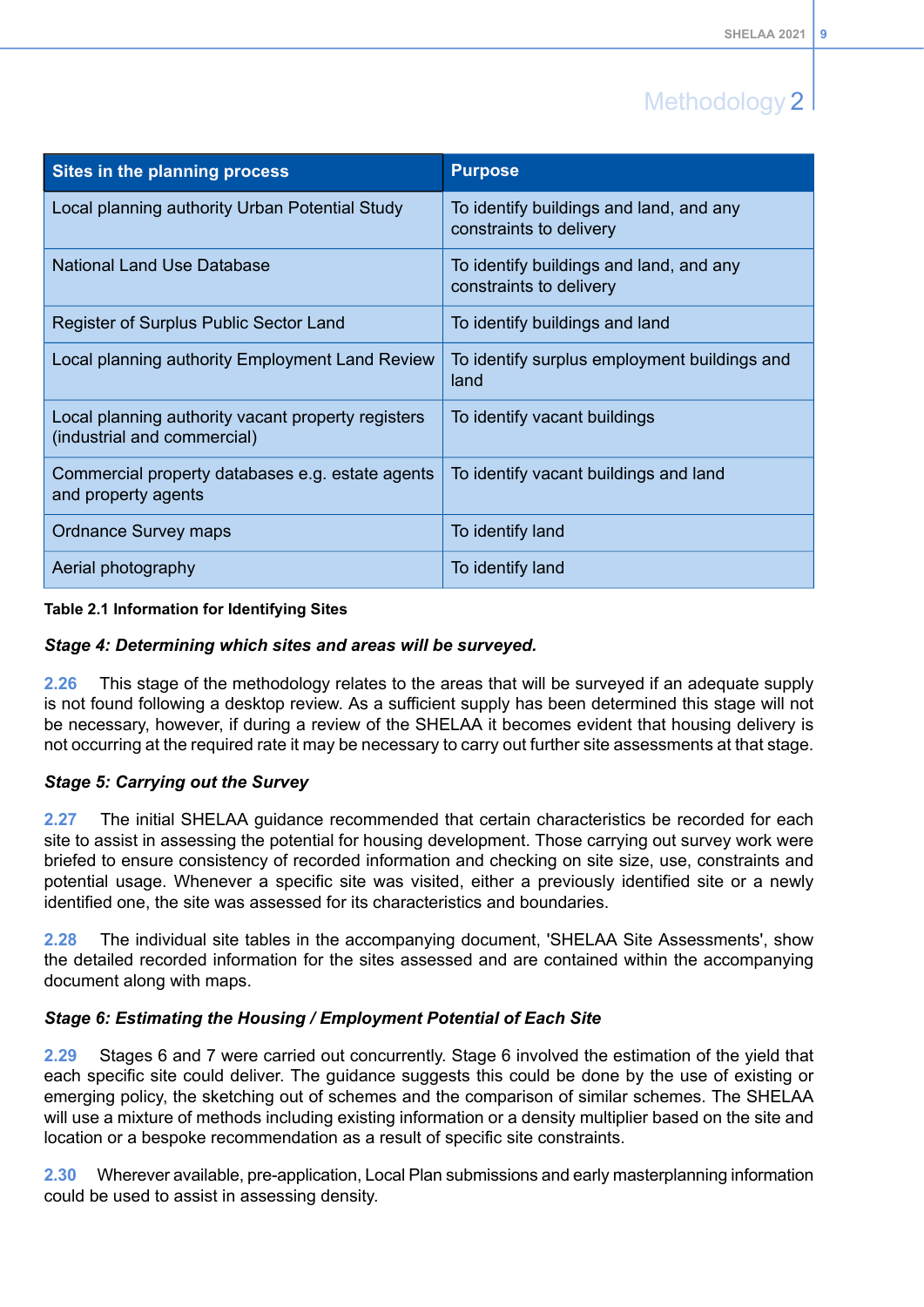| Sites in the planning process | Purpose |
|---|---|
| Local planning authority Urban Potential Study | To identify buildings and land, and any constraints to delivery |
| National Land Use Database | To identify buildings and land, and any constraints to delivery |
| Register of Surplus Public Sector Land | To identify buildings and land |
| Local planning authority Employment Land Review | To identify surplus employment buildings and land |
| Local planning authority vacant property registers (industrial and commercial) | To identify vacant buildings |
| Commercial property databases e.g. estate agents and property agents | To identify vacant buildings and land |
| Ordnance Survey maps | To identify land |
| Aerial photography | To identify land |

**Table 2.1 Information for Identifying Sites**

***Stage 4: Determining which sites and areas will be surveyed.***

2.26 This stage of the methodology relates to the areas that will be surveyed if an adequate supply is not found following a desktop review. As a sufficient supply has been determined this stage will not be necessary, however, if during a review of the SHELAA it becomes evident that housing delivery is not occurring at the required rate it may be necessary to carry out further site assessments at that stage.

***Stage 5: Carrying out the Survey***

2.27 The initial SHELAA guidance recommended that certain characteristics be recorded for each site to assist in assessing the potential for housing development. Those carrying out survey work were briefed to ensure consistency of recorded information and checking on site size, use, constraints and potential usage. Whenever a specific site was visited, either a previously identified site or a newly identified one, the site was assessed for its characteristics and boundaries.

2.28 The individual site tables in the accompanying document, 'SHELAA Site Assessments', show the detailed recorded information for the sites assessed and are contained within the accompanying document along with maps.

***Stage 6: Estimating the Housing / Employment Potential of Each Site***

2.29 Stages 6 and 7 were carried out concurrently. Stage 6 involved the estimation of the yield that each specific site could deliver. The guidance suggests this could be done by the use of existing or emerging policy, the sketching out of schemes and the comparison of similar schemes. The SHELAA will use a mixture of methods including existing information or a density multiplier based on the site and location or a bespoke recommendation as a result of specific site constraints.

2.30 Wherever available, pre-application, Local Plan submissions and early masterplanning information could be used to assist in assessing density.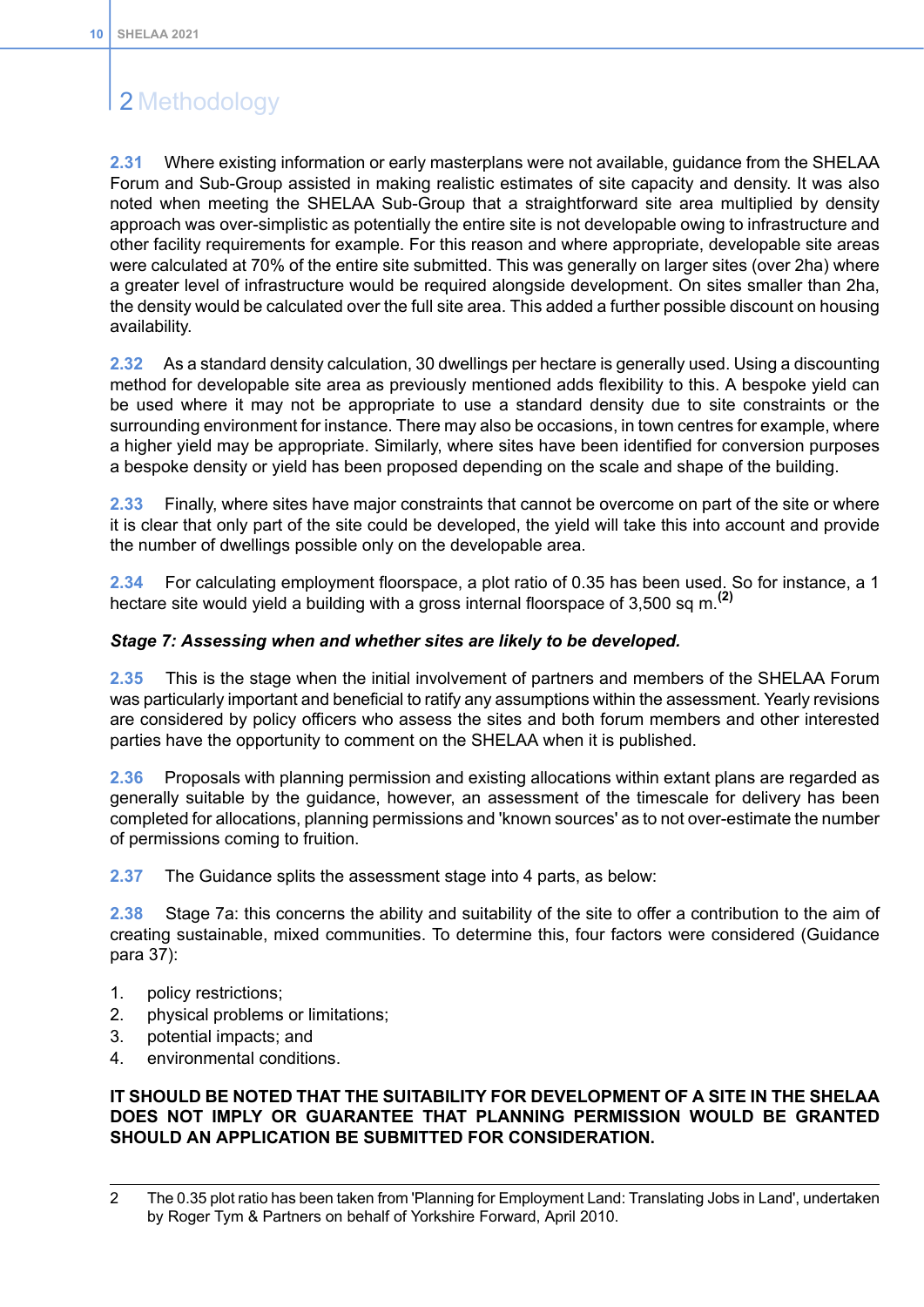## 2 Methodology

**2.31** Where existing information or early masterplans were not available, guidance from the SHELAA Forum and Sub-Group assisted in making realistic estimates of site capacity and density. It was also noted when meeting the SHELAA Sub-Group that a straightforward site area multiplied by density approach was over-simplistic as potentially the entire site is not developable owing to infrastructure and other facility requirements for example. For this reason and where appropriate, developable site areas were calculated at 70% of the entire site submitted. This was generally on larger sites (over 2ha) where a greater level of infrastructure would be required alongside development. On sites smaller than 2ha, the density would be calculated over the full site area. This added a further possible discount on housing availability.

**2.32** As a standard density calculation, 30 dwellings per hectare is generally used. Using a discounting method for developable site area as previously mentioned adds flexibility to this. A bespoke yield can be used where it may not be appropriate to use a standard density due to site constraints or the surrounding environment for instance. There may also be occasions, in town centres for example, where a higher yield may be appropriate. Similarly, where sites have been identified for conversion purposes a bespoke density or yield has been proposed depending on the scale and shape of the building.

**2.33** Finally, where sites have major constraints that cannot be overcome on part of the site or where it is clear that only part of the site could be developed, the yield will take this into account and provide the number of dwellings possible only on the developable area.

**2.34** For calculating employment floorspace, a plot ratio of 0.35 has been used. So for instance, a 1 hectare site would yield a building with a gross internal floorspace of 3,500 sq m.[2]

***Stage 7: Assessing when and whether sites are likely to be developed.***

**2.35** This is the stage when the initial involvement of partners and members of the SHELAA Forum was particularly important and beneficial to ratify any assumptions within the assessment. Yearly revisions are considered by policy officers who assess the sites and both forum members and other interested parties have the opportunity to comment on the SHELAA when it is published.

**2.36** Proposals with planning permission and existing allocations within extant plans are regarded as generally suitable by the guidance, however, an assessment of the timescale for delivery has been completed for allocations, planning permissions and 'known sources' as to not over-estimate the number of permissions coming to fruition.

**2.37** The Guidance splits the assessment stage into 4 parts, as below:

**2.38** Stage 7a: this concerns the ability and suitability of the site to offer a contribution to the aim of creating sustainable, mixed communities. To determine this, four factors were considered (Guidance para 37):

1. policy restrictions;
2. physical problems or limitations;
3. potential impacts; and
4. environmental conditions.

**IT SHOULD BE NOTED THAT THE SUITABILITY FOR DEVELOPMENT OF A SITE IN THE SHELAA DOES NOT IMPLY OR GUARANTEE THAT PLANNING PERMISSION WOULD BE GRANTED SHOULD AN APPLICATION BE SUBMITTED FOR CONSIDERATION.**

2 The 0.35 plot ratio has been taken from 'Planning for Employment Land: Translating Jobs in Land', undertaken by Roger Tym & Partners on behalf of Yorkshire Forward, April 2010.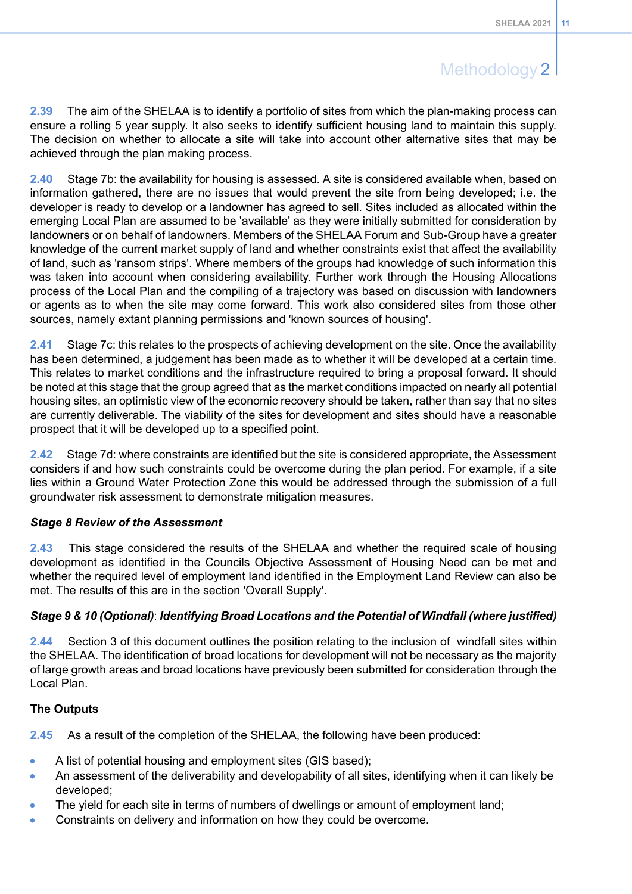**2.39** The aim of the SHELAA is to identify a portfolio of sites from which the plan-making process can ensure a rolling 5 year supply. It also seeks to identify sufficient housing land to maintain this supply. The decision on whether to allocate a site will take into account other alternative sites that may be achieved through the plan making process.

**2.40** Stage 7b: the availability for housing is assessed. A site is considered available when, based on information gathered, there are no issues that would prevent the site from being developed; i.e. the developer is ready to develop or a landowner has agreed to sell. Sites included as allocated within the emerging Local Plan are assumed to be 'available' as they were initially submitted for consideration by landowners or on behalf of landowners. Members of the SHELAA Forum and Sub-Group have a greater knowledge of the current market supply of land and whether constraints exist that affect the availability of land, such as 'ransom strips'. Where members of the groups had knowledge of such information this was taken into account when considering availability. Further work through the Housing Allocations process of the Local Plan and the compiling of a trajectory was based on discussion with landowners or agents as to when the site may come forward. This work also considered sites from those other sources, namely extant planning permissions and 'known sources of housing'.

**2.41** Stage 7c: this relates to the prospects of achieving development on the site. Once the availability has been determined, a judgement has been made as to whether it will be developed at a certain time. This relates to market conditions and the infrastructure required to bring a proposal forward. It should be noted at this stage that the group agreed that as the market conditions impacted on nearly all potential housing sites, an optimistic view of the economic recovery should be taken, rather than say that no sites are currently deliverable. The viability of the sites for development and sites should have a reasonable prospect that it will be developed up to a specified point.

**2.42** Stage 7d: where constraints are identified but the site is considered appropriate, the Assessment considers if and how such constraints could be overcome during the plan period. For example, if a site lies within a Ground Water Protection Zone this would be addressed through the submission of a full groundwater risk assessment to demonstrate mitigation measures.

### *Stage 8 Review of the Assessment*

**2.43** This stage considered the results of the SHELAA and whether the required scale of housing development as identified in the Councils Objective Assessment of Housing Need can be met and whether the required level of employment land identified in the Employment Land Review can also be met. The results of this are in the section 'Overall Supply'.

### ***Stage 9 & 10 (Optional)*: *Identifying Broad Locations and the Potential of Windfall (where justified)***

**2.44** Section 3 of this document outlines the position relating to the inclusion of windfall sites within the SHELAA. The identification of broad locations for development will not be necessary as the majority of large growth areas and broad locations have previously been submitted for consideration through the Local Plan.

### The Outputs

**2.45** As a result of the completion of the SHELAA, the following have been produced:

- A list of potential housing and employment sites (GIS based);
- An assessment of the deliverability and developability of all sites, identifying when it can likely be developed;
- The yield for each site in terms of numbers of dwellings or amount of employment land;
- Constraints on delivery and information on how they could be overcome.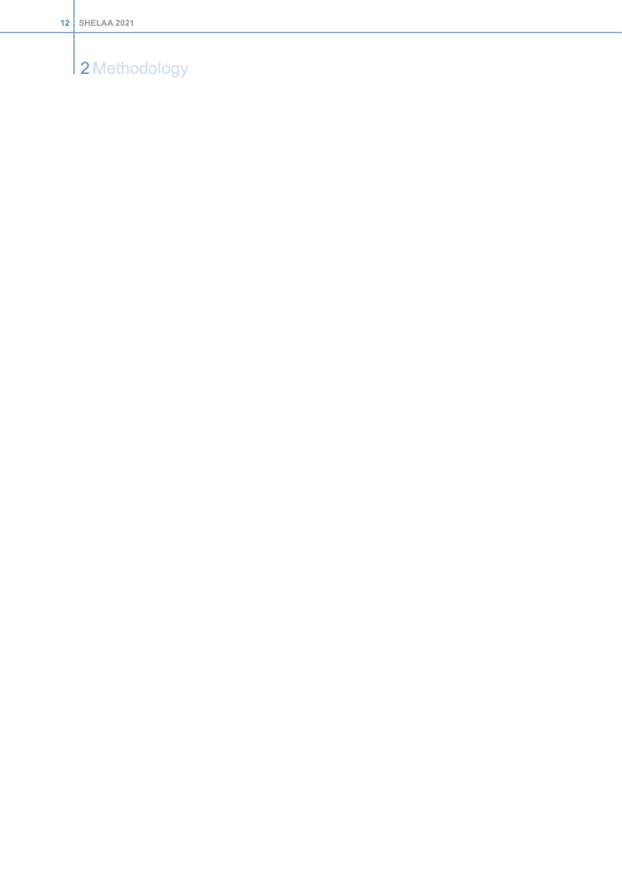# 2 Methodology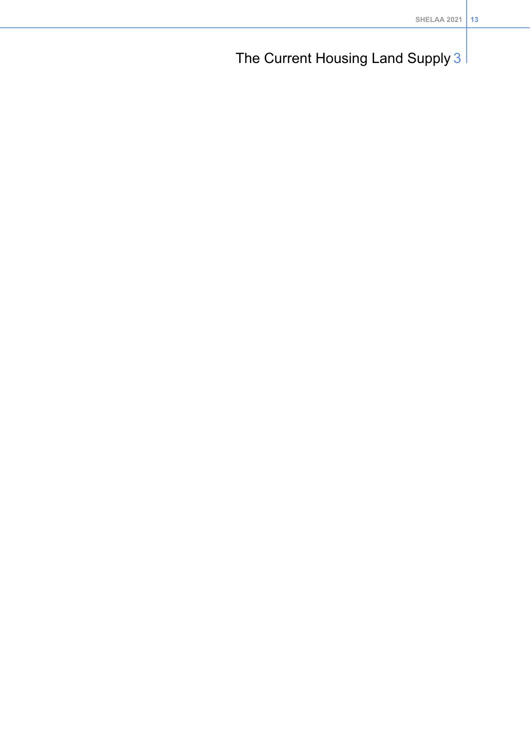# The Current Housing Land Supply 3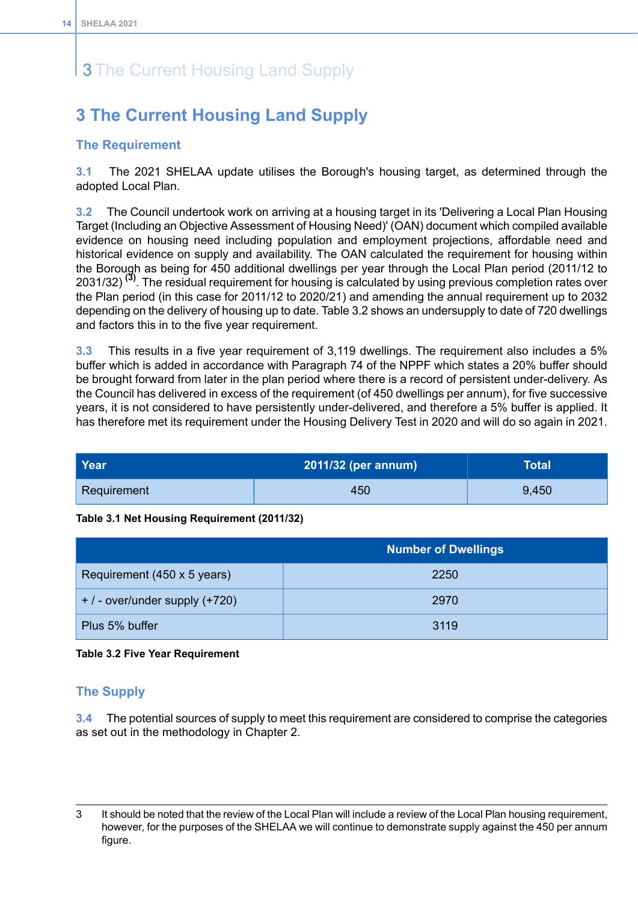# 3 The Current Housing Land Supply

## The Requirement

**3.1** The 2021 SHELAA update utilises the Borough's housing target, as determined through the adopted Local Plan.

**3.2** The Council undertook work on arriving at a housing target in its 'Delivering a Local Plan Housing Target (Including an Objective Assessment of Housing Need)' (OAN) document which compiled available evidence on housing need including population and employment projections, affordable need and historical evidence on supply and availability. The OAN calculated the requirement for housing within the Borough as being for 450 additional dwellings per year through the Local Plan period (2011/12 to 2031/32)[3]. The residual requirement for housing is calculated by using previous completion rates over the Plan period (in this case for 2011/12 to 2020/21) and amending the annual requirement up to 2032 depending on the delivery of housing up to date. Table 3.2 shows an undersupply to date of 720 dwellings and factors this in to the five year requirement.

**3.3** This results in a five year requirement of 3,119 dwellings. The requirement also includes a 5% buffer which is added in accordance with Paragraph 74 of the NPPF which states a 20% buffer should be brought forward from later in the plan period where there is a record of persistent under-delivery. As the Council has delivered in excess of the requirement (of 450 dwellings per annum), for five successive years, it is not considered to have persistently under-delivered, and therefore a 5% buffer is applied. It has therefore met its requirement under the Housing Delivery Test in 2020 and will do so again in 2021.

| Year | 2011/32 (per annum) | Total |
|---|---|---|
| Requirement | 450 | 9,450 |

**Table 3.1 Net Housing Requirement (2011/32)**

| | Number of Dwellings |
|---|---|
| Requirement (450 x 5 years) | 2250 |
| + / - over/under supply (+720) | 2970 |
| Plus 5% buffer | 3119 |

**Table 3.2 Five Year Requirement**

## The Supply

**3.4** The potential sources of supply to meet this requirement are considered to comprise the categories as set out in the methodology in Chapter 2.

---

3 It should be noted that the review of the Local Plan will include a review of the Local Plan housing requirement, however, for the purposes of the SHELAA we will continue to demonstrate supply against the 450 per annum figure.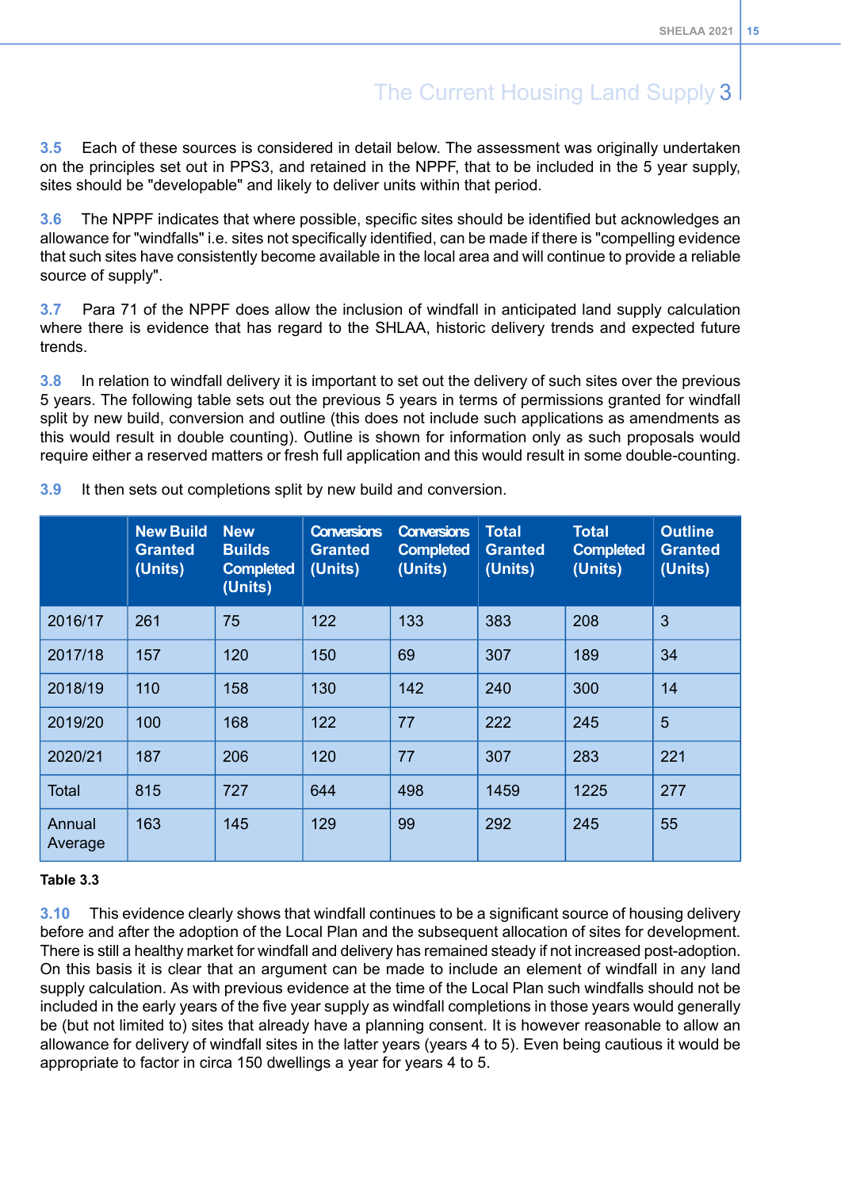**3.5** Each of these sources is considered in detail below. The assessment was originally undertaken on the principles set out in PPS3, and retained in the NPPF, that to be included in the 5 year supply, sites should be "developable" and likely to deliver units within that period.

**3.6** The NPPF indicates that where possible, specific sites should be identified but acknowledges an allowance for "windfalls" i.e. sites not specifically identified, can be made if there is "compelling evidence that such sites have consistently become available in the local area and will continue to provide a reliable source of supply".

**3.7** Para 71 of the NPPF does allow the inclusion of windfall in anticipated land supply calculation where there is evidence that has regard to the SHLAA, historic delivery trends and expected future trends.

**3.8** In relation to windfall delivery it is important to set out the delivery of such sites over the previous 5 years. The following table sets out the previous 5 years in terms of permissions granted for windfall split by new build, conversion and outline (this does not include such applications as amendments as this would result in double counting). Outline is shown for information only as such proposals would require either a reserved matters or fresh full application and this would result in some double-counting.

**3.9** It then sets out completions split by new build and conversion.

| | New Build Granted (Units) | New Builds Completed (Units) | Conversions Granted (Units) | Conversions Completed (Units) | Total Granted (Units) | Total Completed (Units) | Outline Granted (Units) |
|---|---|---|---|---|---|---|---|
| 2016/17 | 261 | 75 | 122 | 133 | 383 | 208 | 3 |
| 2017/18 | 157 | 120 | 150 | 69 | 307 | 189 | 34 |
| 2018/19 | 110 | 158 | 130 | 142 | 240 | 300 | 14 |
| 2019/20 | 100 | 168 | 122 | 77 | 222 | 245 | 5 |
| 2020/21 | 187 | 206 | 120 | 77 | 307 | 283 | 221 |
| Total | 815 | 727 | 644 | 498 | 1459 | 1225 | 277 |
| Annual Average | 163 | 145 | 129 | 99 | 292 | 245 | 55 |

**Table 3.3**

**3.10** This evidence clearly shows that windfall continues to be a significant source of housing delivery before and after the adoption of the Local Plan and the subsequent allocation of sites for development. There is still a healthy market for windfall and delivery has remained steady if not increased post-adoption. On this basis it is clear that an argument can be made to include an element of windfall in any land supply calculation. As with previous evidence at the time of the Local Plan such windfalls should not be included in the early years of the five year supply as windfall completions in those years would generally be (but not limited to) sites that already have a planning consent. It is however reasonable to allow an allowance for delivery of windfall sites in the latter years (years 4 to 5). Even being cautious it would be appropriate to factor in circa 150 dwellings a year for years 4 to 5.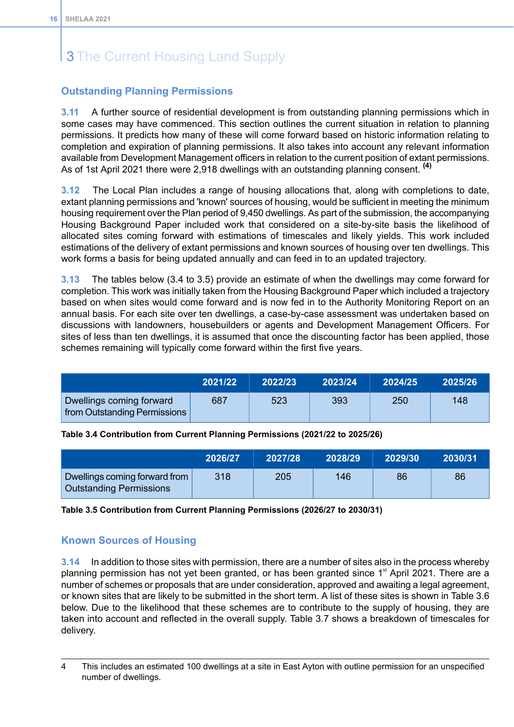# 3 The Current Housing Land Supply

## Outstanding Planning Permissions

**3.11** A further source of residential development is from outstanding planning permissions which in some cases may have commenced. This section outlines the current situation in relation to planning permissions. It predicts how many of these will come forward based on historic information relating to completion and expiration of planning permissions. It also takes into account any relevant information available from Development Management officers in relation to the current position of extant permissions. As of 1st April 2021 there were 2,918 dwellings with an outstanding planning consent. [4]

**3.12** The Local Plan includes a range of housing allocations that, along with completions to date, extant planning permissions and 'known' sources of housing, would be sufficient in meeting the minimum housing requirement over the Plan period of 9,450 dwellings. As part of the submission, the accompanying Housing Background Paper included work that considered on a site-by-site basis the likelihood of allocated sites coming forward with estimations of timescales and likely yields. This work included estimations of the delivery of extant permissions and known sources of housing over ten dwellings. This work forms a basis for being updated annually and can feed in to an updated trajectory.

**3.13** The tables below (3.4 to 3.5) provide an estimate of when the dwellings may come forward for completion. This work was initially taken from the Housing Background Paper which included a trajectory based on when sites would come forward and is now fed in to the Authority Monitoring Report on an annual basis. For each site over ten dwellings, a case-by-case assessment was undertaken based on discussions with landowners, housebuilders or agents and Development Management Officers. For sites of less than ten dwellings, it is assumed that once the discounting factor has been applied, those schemes remaining will typically come forward within the first five years.

| | 2021/22 | 2022/23 | 2023/24 | 2024/25 | 2025/26 |
|---|---|---|---|---|---|
| Dwellings coming forward from Outstanding Permissions | 687 | 523 | 393 | 250 | 148 |

**Table 3.4 Contribution from Current Planning Permissions (2021/22 to 2025/26)**

| | 2026/27 | 2027/28 | 2028/29 | 2029/30 | 2030/31 |
|---|---|---|---|---|---|
| Dwellings coming forward from Outstanding Permissions | 318 | 205 | 146 | 86 | 86 |

**Table 3.5 Contribution from Current Planning Permissions (2026/27 to 2030/31)**

## Known Sources of Housing

**3.14** In addition to those sites with permission, there are a number of sites also in the process whereby planning permission has not yet been granted, or has been granted since 1st April 2021. There are a number of schemes or proposals that are under consideration, approved and awaiting a legal agreement, or known sites that are likely to be submitted in the short term. A list of these sites is shown in Table 3.6 below. Due to the likelihood that these schemes are to contribute to the supply of housing, they are taken into account and reflected in the overall supply. Table 3.7 shows a breakdown of timescales for delivery.

4 This includes an estimated 100 dwellings at a site in East Ayton with outline permission for an unspecified number of dwellings.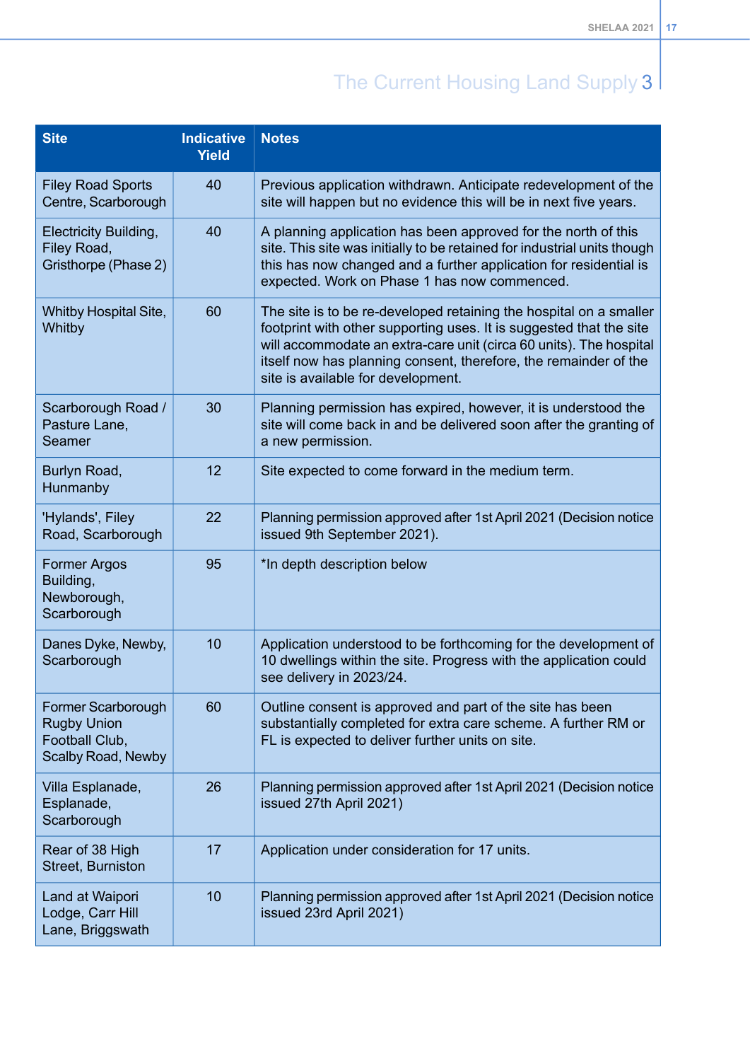| Site | Indicative Yield | Notes |
|---|---|---|
| Filey Road Sports Centre, Scarborough | 40 | Previous application withdrawn. Anticipate redevelopment of the site will happen but no evidence this will be in next five years. |
| Electricity Building, Filey Road, Gristhorpe (Phase 2) | 40 | A planning application has been approved for the north of this site. This site was initially to be retained for industrial units though this has now changed and a further application for residential is expected. Work on Phase 1 has now commenced. |
| Whitby Hospital Site, Whitby | 60 | The site is to be re-developed retaining the hospital on a smaller footprint with other supporting uses. It is suggested that the site will accommodate an extra-care unit (circa 60 units). The hospital itself now has planning consent, therefore, the remainder of the site is available for development. |
| Scarborough Road / Pasture Lane, Seamer | 30 | Planning permission has expired, however, it is understood the site will come back in and be delivered soon after the granting of a new permission. |
| Burlyn Road, Hunmanby | 12 | Site expected to come forward in the medium term. |
| 'Hylands', Filey Road, Scarborough | 22 | Planning permission approved after 1st April 2021 (Decision notice issued 9th September 2021). |
| Former Argos Building, Newborough, Scarborough | 95 | *In depth description below |
| Danes Dyke, Newby, Scarborough | 10 | Application understood to be forthcoming for the development of 10 dwellings within the site. Progress with the application could see delivery in 2023/24. |
| Former Scarborough Rugby Union Football Club, Scalby Road, Newby | 60 | Outline consent is approved and part of the site has been substantially completed for extra care scheme. A further RM or FL is expected to deliver further units on site. |
| Villa Esplanade, Esplanade, Scarborough | 26 | Planning permission approved after 1st April 2021 (Decision notice issued 27th April 2021) |
| Rear of 38 High Street, Burniston | 17 | Application under consideration for 17 units. |
| Land at Waipori Lodge, Carr Hill Lane, Briggswath | 10 | Planning permission approved after 1st April 2021 (Decision notice issued 23rd April 2021) |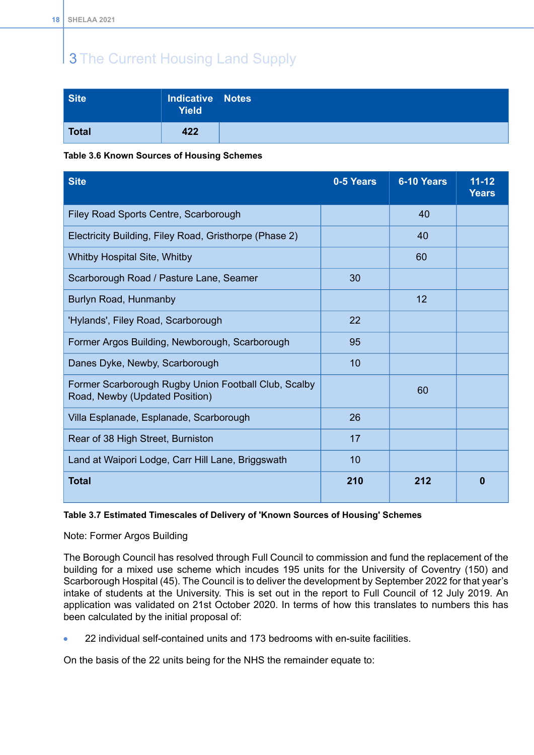# 3 The Current Housing Land Supply

| Site | Indicative Yield | Notes |
|---|---|---|
| **Total** | **422** | |

**Table 3.6 Known Sources of Housing Schemes**

| Site | 0-5 Years | 6-10 Years | 11-12 Years |
|---|---|---|---|
| Filey Road Sports Centre, Scarborough | | 40 | |
| Electricity Building, Filey Road, Gristhorpe (Phase 2) | | 40 | |
| Whitby Hospital Site, Whitby | | 60 | |
| Scarborough Road / Pasture Lane, Seamer | 30 | | |
| Burlyn Road, Hunmanby | | 12 | |
| 'Hylands', Filey Road, Scarborough | 22 | | |
| Former Argos Building, Newborough, Scarborough | 95 | | |
| Danes Dyke, Newby, Scarborough | 10 | | |
| Former Scarborough Rugby Union Football Club, Scalby Road, Newby (Updated Position) | | 60 | |
| Villa Esplanade, Esplanade, Scarborough | 26 | | |
| Rear of 38 High Street, Burniston | 17 | | |
| Land at Waipori Lodge, Carr Hill Lane, Briggswath | 10 | | |
| **Total** | **210** | **212** | **0** |

**Table 3.7 Estimated Timescales of Delivery of 'Known Sources of Housing' Schemes**

Note: Former Argos Building

The Borough Council has resolved through Full Council to commission and fund the replacement of the building for a mixed use scheme which incudes 195 units for the University of Coventry (150) and Scarborough Hospital (45). The Council is to deliver the development by September 2022 for that year's intake of students at the University. This is set out in the report to Full Council of 12 July 2019. An application was validated on 21st October 2020. In terms of how this translates to numbers this has been calculated by the initial proposal of:

- 22 individual self-contained units and 173 bedrooms with en-suite facilities.

On the basis of the 22 units being for the NHS the remainder equate to: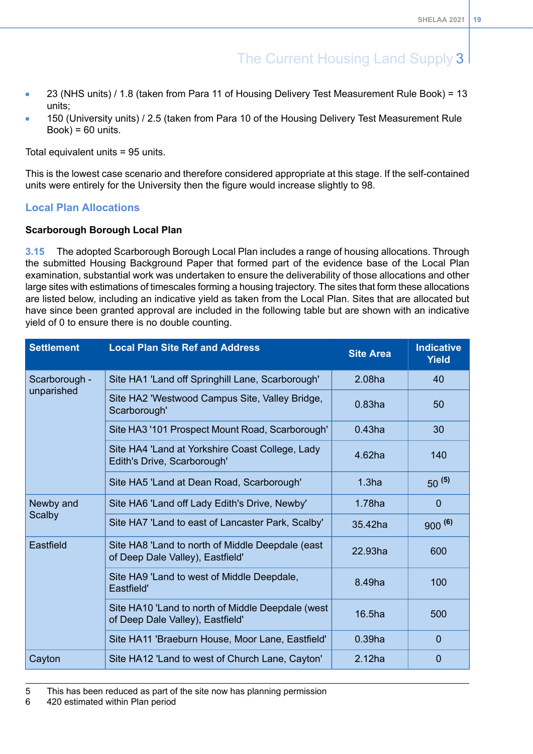- 23 (NHS units) / 1.8 (taken from Para 11 of Housing Delivery Test Measurement Rule Book) = 13 units;
- 150 (University units) / 2.5 (taken from Para 10 of the Housing Delivery Test Measurement Rule Book) = 60 units.

Total equivalent units = 95 units.

This is the lowest case scenario and therefore considered appropriate at this stage. If the self-contained units were entirely for the University then the figure would increase slightly to 98.

## Local Plan Allocations

### Scarborough Borough Local Plan

3.15 The adopted Scarborough Borough Local Plan includes a range of housing allocations. Through the submitted Housing Background Paper that formed part of the evidence base of the Local Plan examination, substantial work was undertaken to ensure the deliverability of those allocations and other large sites with estimations of timescales forming a housing trajectory. The sites that form these allocations are listed below, including an indicative yield as taken from the Local Plan. Sites that are allocated but have since been granted approval are included in the following table but are shown with an indicative yield of 0 to ensure there is no double counting.

| Settlement | Local Plan Site Ref and Address | Site Area | Indicative Yield |
|---|---|---|---|
| Scarborough - unparished | Site HA1 'Land off Springhill Lane, Scarborough' | 2.08ha | 40 |
| | Site HA2 'Westwood Campus Site, Valley Bridge, Scarborough' | 0.83ha | 50 |
| | Site HA3 '101 Prospect Mount Road, Scarborough' | 0.43ha | 30 |
| | Site HA4 'Land at Yorkshire Coast College, Lady Edith's Drive, Scarborough' | 4.62ha | 140 |
| | Site HA5 'Land at Dean Road, Scarborough' | 1.3ha | 50 [5] |
| Newby and Scalby | Site HA6 'Land off Lady Edith's Drive, Newby' | 1.78ha | 0 |
| | Site HA7 'Land to east of Lancaster Park, Scalby' | 35.42ha | 900 [6] |
| Eastfield | Site HA8 'Land to north of Middle Deepdale (east of Deep Dale Valley), Eastfield' | 22.93ha | 600 |
| | Site HA9 'Land to west of Middle Deepdale, Eastfield' | 8.49ha | 100 |
| | Site HA10 'Land to north of Middle Deepdale (west of Deep Dale Valley), Eastfield' | 16.5ha | 500 |
| | Site HA11 'Braeburn House, Moor Lane, Eastfield' | 0.39ha | 0 |
| Cayton | Site HA12 'Land to west of Church Lane, Cayton' | 2.12ha | 0 |

5 This has been reduced as part of the site now has planning permission
6 420 estimated within Plan period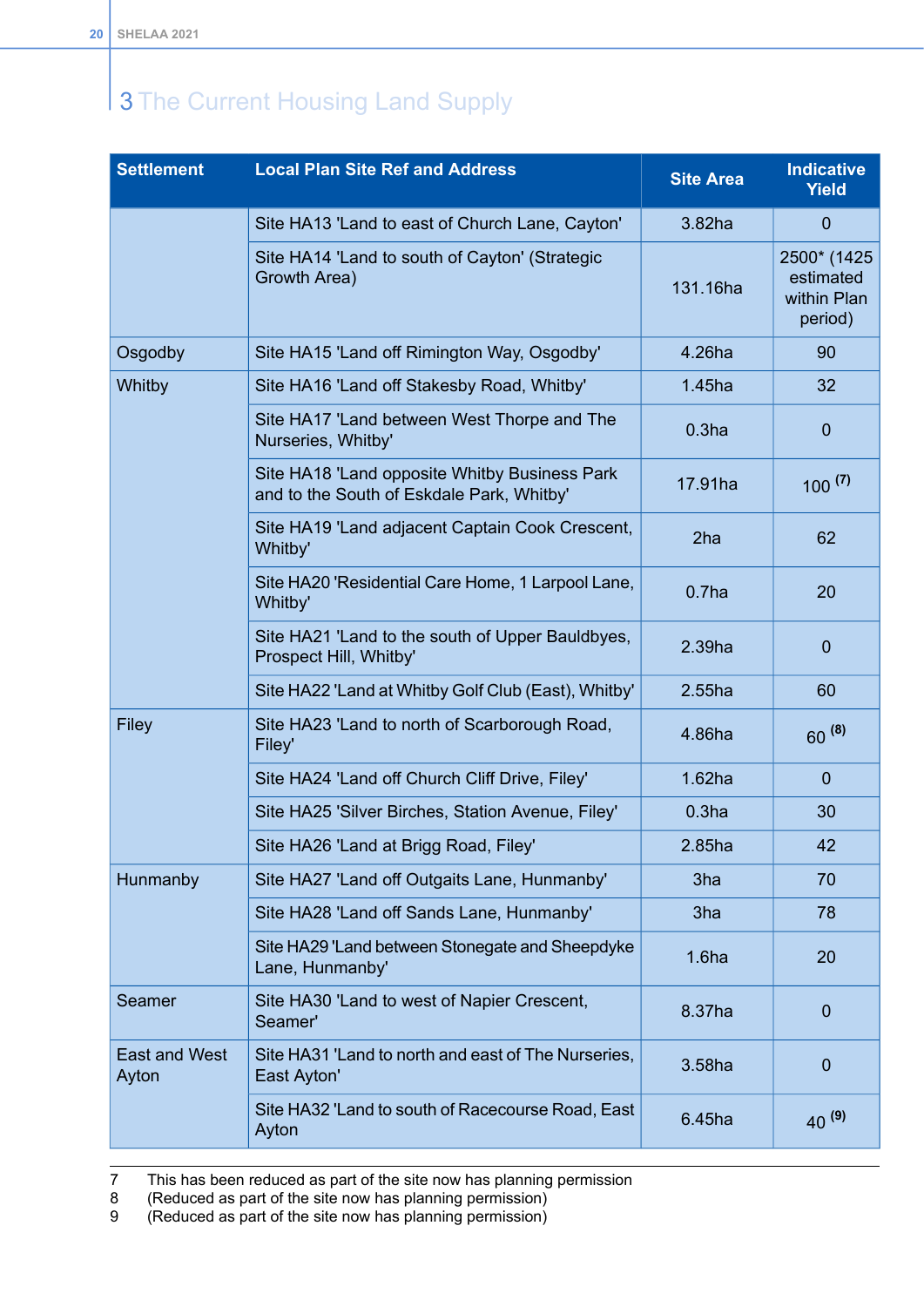# 3 The Current Housing Land Supply

| Settlement | Local Plan Site Ref and Address | Site Area | Indicative Yield |
|---|---|---|---|
| | Site HA13 'Land to east of Church Lane, Cayton' | 3.82ha | 0 |
| | Site HA14 'Land to south of Cayton' (Strategic Growth Area) | 131.16ha | 2500* (1425 estimated within Plan period) |
| Osgodby | Site HA15 'Land off Rimington Way, Osgodby' | 4.26ha | 90 |
| Whitby | Site HA16 'Land off Stakesby Road, Whitby' | 1.45ha | 32 |
| | Site HA17 'Land between West Thorpe and The Nurseries, Whitby' | 0.3ha | 0 |
| | Site HA18 'Land opposite Whitby Business Park and to the South of Eskdale Park, Whitby' | 17.91ha | 100 (7) |
| | Site HA19 'Land adjacent Captain Cook Crescent, Whitby' | 2ha | 62 |
| | Site HA20 'Residential Care Home, 1 Larpool Lane, Whitby' | 0.7ha | 20 |
| | Site HA21 'Land to the south of Upper Bauldbyes, Prospect Hill, Whitby' | 2.39ha | 0 |
| | Site HA22 'Land at Whitby Golf Club (East), Whitby' | 2.55ha | 60 |
| Filey | Site HA23 'Land to north of Scarborough Road, Filey' | 4.86ha | 60 (8) |
| | Site HA24 'Land off Church Cliff Drive, Filey' | 1.62ha | 0 |
| | Site HA25 'Silver Birches, Station Avenue, Filey' | 0.3ha | 30 |
| | Site HA26 'Land at Brigg Road, Filey' | 2.85ha | 42 |
| Hunmanby | Site HA27 'Land off Outgaits Lane, Hunmanby' | 3ha | 70 |
| | Site HA28 'Land off Sands Lane, Hunmanby' | 3ha | 78 |
| | Site HA29 'Land between Stonegate and Sheepdyke Lane, Hunmanby' | 1.6ha | 20 |
| Seamer | Site HA30 'Land to west of Napier Crescent, Seamer' | 8.37ha | 0 |
| East and West Ayton | Site HA31 'Land to north and east of The Nurseries, East Ayton' | 3.58ha | 0 |
| | Site HA32 'Land to south of Racecourse Road, East Ayton | 6.45ha | 40 (9) |

7 This has been reduced as part of the site now has planning permission
8 (Reduced as part of the site now has planning permission)
9 (Reduced as part of the site now has planning permission)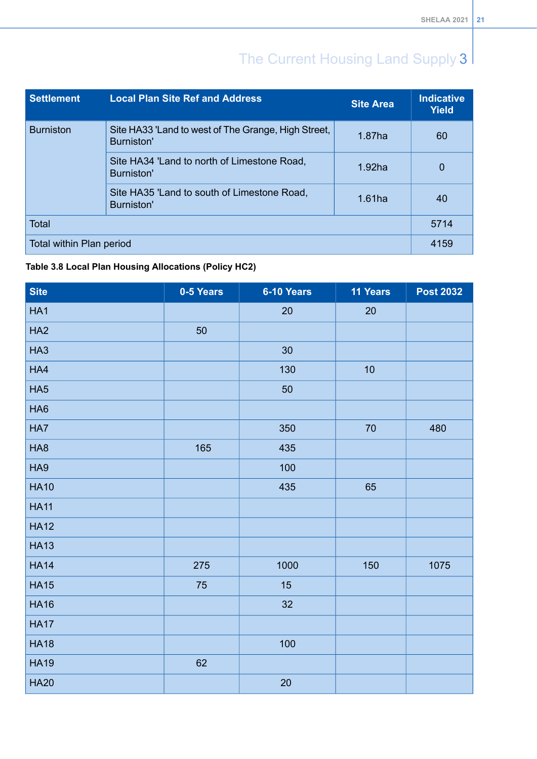| Settlement | Local Plan Site Ref and Address | Site Area | Indicative Yield |
|---|---|---|---|
| Burniston | Site HA33 'Land to west of The Grange, High Street, Burniston' | 1.87ha | 60 |
| | Site HA34 'Land to north of Limestone Road, Burniston' | 1.92ha | 0 |
| | Site HA35 'Land to south of Limestone Road, Burniston' | 1.61ha | 40 |
| Total | | | 5714 |
| Total within Plan period | | | 4159 |

**Table 3.8 Local Plan Housing Allocations (Policy HC2)**

| Site | 0-5 Years | 6-10 Years | 11 Years | Post 2032 |
|---|---|---|---|---|
| HA1 | | 20 | 20 | |
| HA2 | 50 | | | |
| HA3 | | 30 | | |
| HA4 | | 130 | 10 | |
| HA5 | | 50 | | |
| HA6 | | | | |
| HA7 | | 350 | 70 | 480 |
| HA8 | 165 | 435 | | |
| HA9 | | 100 | | |
| HA10 | | 435 | 65 | |
| HA11 | | | | |
| HA12 | | | | |
| HA13 | | | | |
| HA14 | 275 | 1000 | 150 | 1075 |
| HA15 | 75 | 15 | | |
| HA16 | | 32 | | |
| HA17 | | | | |
| HA18 | | 100 | | |
| HA19 | 62 | | | |
| HA20 | | 20 | | |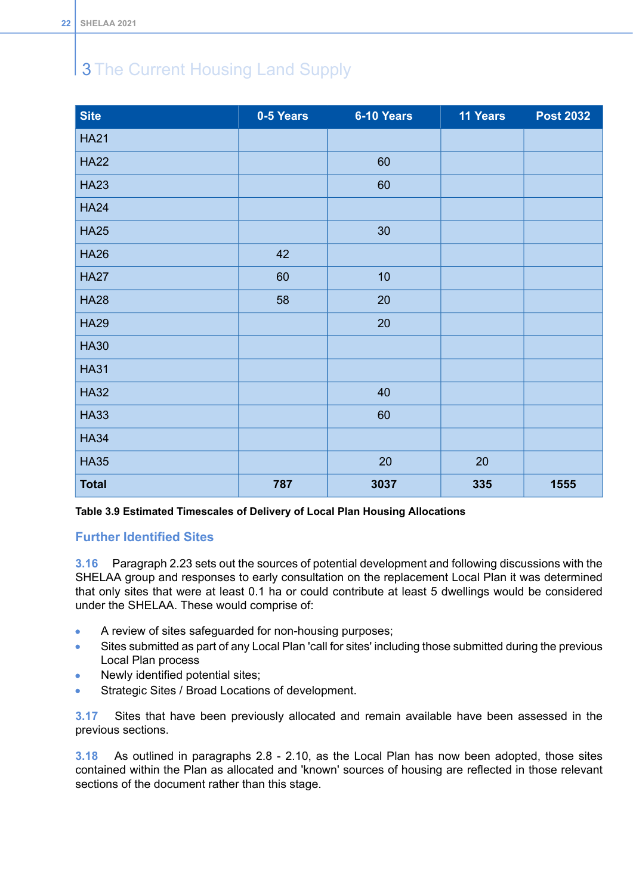## 3 The Current Housing Land Supply

| Site | 0-5 Years | 6-10 Years | 11 Years | Post 2032 |
|---|---|---|---|---|
| HA21 | | | | |
| HA22 | | 60 | | |
| HA23 | | 60 | | |
| HA24 | | | | |
| HA25 | | 30 | | |
| HA26 | 42 | | | |
| HA27 | 60 | 10 | | |
| HA28 | 58 | 20 | | |
| HA29 | | 20 | | |
| HA30 | | | | |
| HA31 | | | | |
| HA32 | | 40 | | |
| HA33 | | 60 | | |
| HA34 | | | | |
| HA35 | | 20 | 20 | |
| **Total** | **787** | **3037** | **335** | **1555** |

**Table 3.9 Estimated Timescales of Delivery of Local Plan Housing Allocations**

### Further Identified Sites

**3.16** Paragraph 2.23 sets out the sources of potential development and following discussions with the SHELAA group and responses to early consultation on the replacement Local Plan it was determined that only sites that were at least 0.1 ha or could contribute at least 5 dwellings would be considered under the SHELAA. These would comprise of:

- A review of sites safeguarded for non-housing purposes;
- Sites submitted as part of any Local Plan 'call for sites' including those submitted during the previous Local Plan process
- Newly identified potential sites;
- Strategic Sites / Broad Locations of development.

**3.17** Sites that have been previously allocated and remain available have been assessed in the previous sections.

**3.18** As outlined in paragraphs 2.8 - 2.10, as the Local Plan has now been adopted, those sites contained within the Plan as allocated and 'known' sources of housing are reflected in those relevant sections of the document rather than this stage.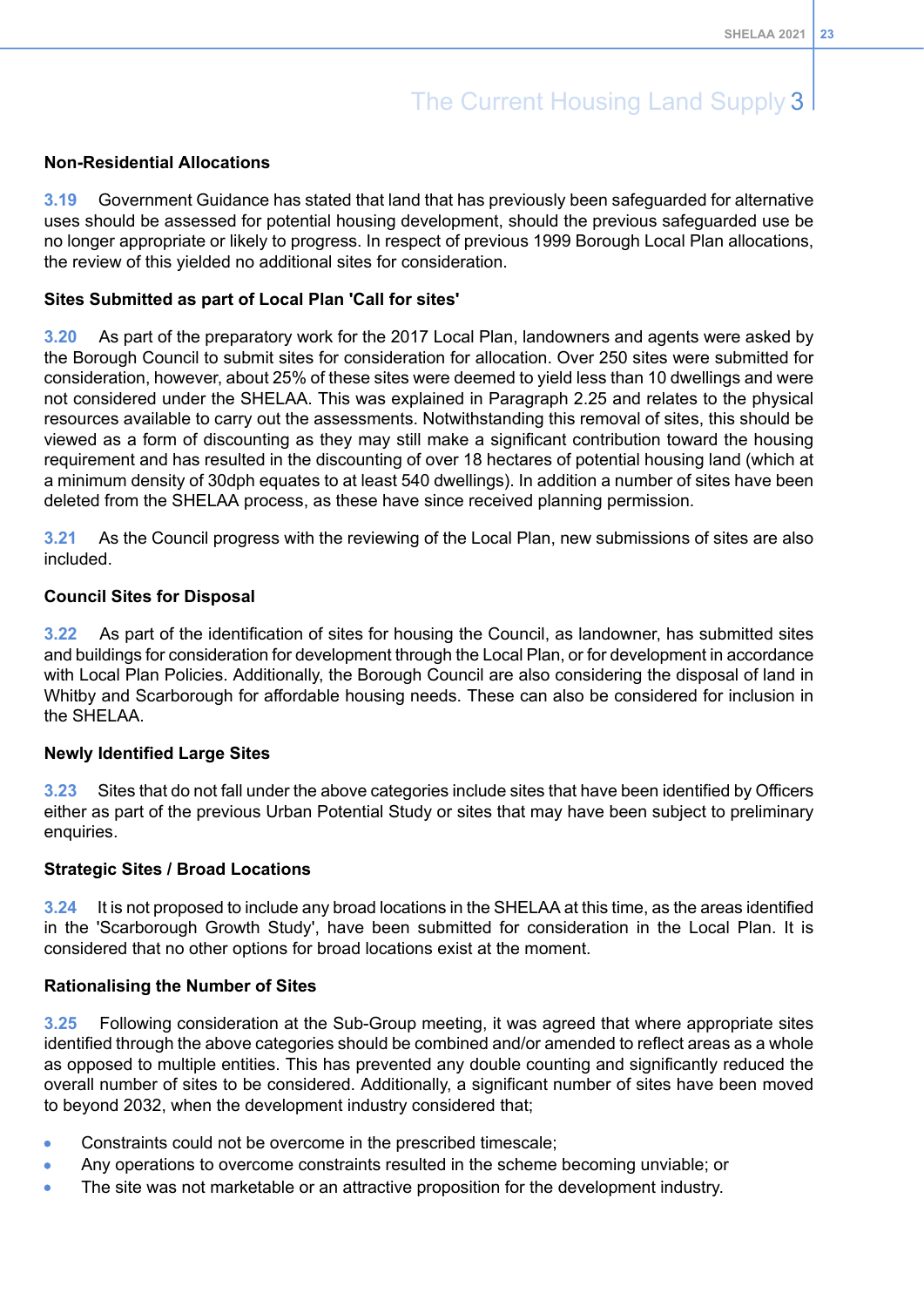### Non-Residential Allocations

**3.19** Government Guidance has stated that land that has previously been safeguarded for alternative uses should be assessed for potential housing development, should the previous safeguarded use be no longer appropriate or likely to progress. In respect of previous 1999 Borough Local Plan allocations, the review of this yielded no additional sites for consideration.

### Sites Submitted as part of Local Plan 'Call for sites'

**3.20** As part of the preparatory work for the 2017 Local Plan, landowners and agents were asked by the Borough Council to submit sites for consideration for allocation. Over 250 sites were submitted for consideration, however, about 25% of these sites were deemed to yield less than 10 dwellings and were not considered under the SHELAA. This was explained in Paragraph 2.25 and relates to the physical resources available to carry out the assessments. Notwithstanding this removal of sites, this should be viewed as a form of discounting as they may still make a significant contribution toward the housing requirement and has resulted in the discounting of over 18 hectares of potential housing land (which at a minimum density of 30dph equates to at least 540 dwellings). In addition a number of sites have been deleted from the SHELAA process, as these have since received planning permission.

**3.21** As the Council progress with the reviewing of the Local Plan, new submissions of sites are also included.

### Council Sites for Disposal

**3.22** As part of the identification of sites for housing the Council, as landowner, has submitted sites and buildings for consideration for development through the Local Plan, or for development in accordance with Local Plan Policies. Additionally, the Borough Council are also considering the disposal of land in Whitby and Scarborough for affordable housing needs. These can also be considered for inclusion in the SHELAA.

### Newly Identified Large Sites

**3.23** Sites that do not fall under the above categories include sites that have been identified by Officers either as part of the previous Urban Potential Study or sites that may have been subject to preliminary enquiries.

### Strategic Sites / Broad Locations

**3.24** It is not proposed to include any broad locations in the SHELAA at this time, as the areas identified in the 'Scarborough Growth Study', have been submitted for consideration in the Local Plan. It is considered that no other options for broad locations exist at the moment.

### Rationalising the Number of Sites

**3.25** Following consideration at the Sub-Group meeting, it was agreed that where appropriate sites identified through the above categories should be combined and/or amended to reflect areas as a whole as opposed to multiple entities. This has prevented any double counting and significantly reduced the overall number of sites to be considered. Additionally, a significant number of sites have been moved to beyond 2032, when the development industry considered that;

- Constraints could not be overcome in the prescribed timescale;
- Any operations to overcome constraints resulted in the scheme becoming unviable; or
- The site was not marketable or an attractive proposition for the development industry.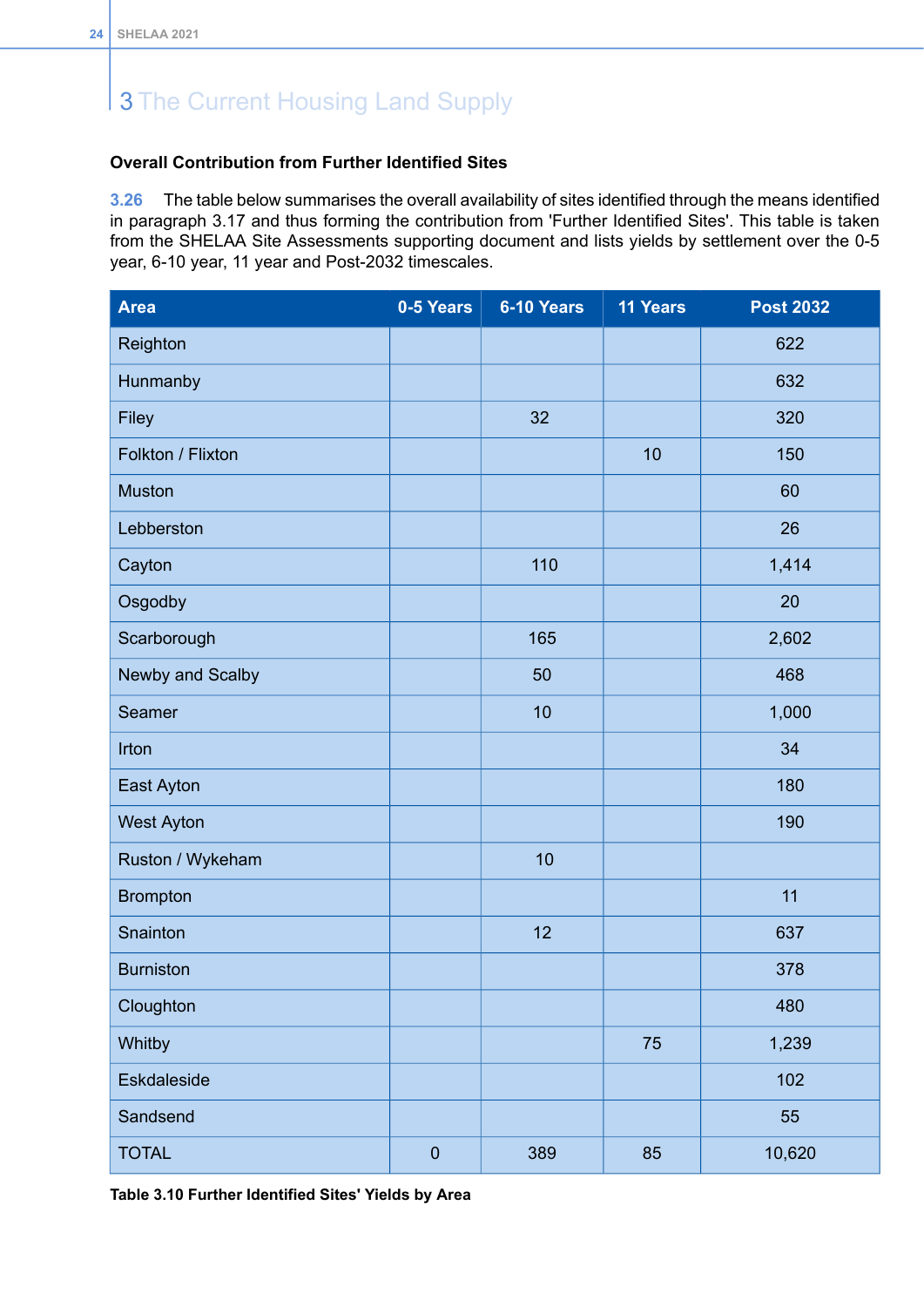## 3 The Current Housing Land Supply

**Overall Contribution from Further Identified Sites**

3.26 The table below summarises the overall availability of sites identified through the means identified in paragraph 3.17 and thus forming the contribution from 'Further Identified Sites'. This table is taken from the SHELAA Site Assessments supporting document and lists yields by settlement over the 0-5 year, 6-10 year, 11 year and Post-2032 timescales.

| Area | 0-5 Years | 6-10 Years | 11 Years | Post 2032 |
|---|---|---|---|---|
| Reighton | | | | 622 |
| Hunmanby | | | | 632 |
| Filey | | 32 | | 320 |
| Folkton / Flixton | | | 10 | 150 |
| Muston | | | | 60 |
| Lebberston | | | | 26 |
| Cayton | | 110 | | 1,414 |
| Osgodby | | | | 20 |
| Scarborough | | 165 | | 2,602 |
| Newby and Scalby | | 50 | | 468 |
| Seamer | | 10 | | 1,000 |
| Irton | | | | 34 |
| East Ayton | | | | 180 |
| West Ayton | | | | 190 |
| Ruston / Wykeham | | 10 | | |
| Brompton | | | | 11 |
| Snainton | | 12 | | 637 |
| Burniston | | | | 378 |
| Cloughton | | | | 480 |
| Whitby | | | 75 | 1,239 |
| Eskdaleside | | | | 102 |
| Sandsend | | | | 55 |
| TOTAL | 0 | 389 | 85 | 10,620 |

**Table 3.10 Further Identified Sites' Yields by Area**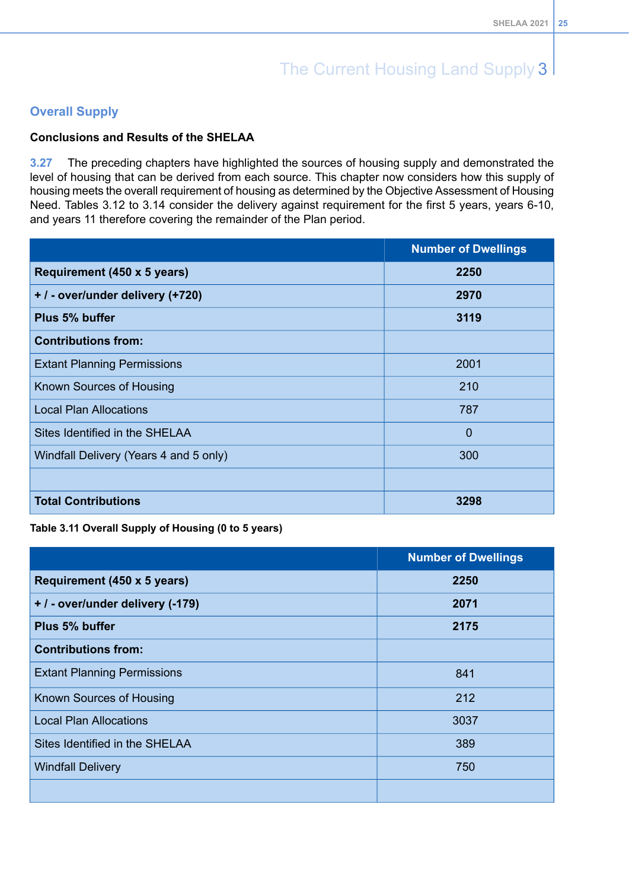## The Current Housing Land Supply 3

### Overall Supply

**Conclusions and Results of the SHELAA**

3.27 The preceding chapters have highlighted the sources of housing supply and demonstrated the level of housing that can be derived from each source. This chapter now considers how this supply of housing meets the overall requirement of housing as determined by the Objective Assessment of Housing Need. Tables 3.12 to 3.14 consider the delivery against requirement for the first 5 years, years 6-10, and years 11 therefore covering the remainder of the Plan period.

| | Number of Dwellings |
|---|---|
| **Requirement (450 x 5 years)** | **2250** |
| **+ / - over/under delivery (+720)** | **2970** |
| **Plus 5% buffer** | **3119** |
| **Contributions from:** | |
| Extant Planning Permissions | 2001 |
| Known Sources of Housing | 210 |
| Local Plan Allocations | 787 |
| Sites Identified in the SHELAA | 0 |
| Windfall Delivery (Years 4 and 5 only) | 300 |
| | |
| **Total Contributions** | **3298** |

**Table 3.11 Overall Supply of Housing (0 to 5 years)**

| | Number of Dwellings |
|---|---|
| **Requirement (450 x 5 years)** | **2250** |
| **+ / - over/under delivery (-179)** | **2071** |
| **Plus 5% buffer** | **2175** |
| **Contributions from:** | |
| Extant Planning Permissions | 841 |
| Known Sources of Housing | 212 |
| Local Plan Allocations | 3037 |
| Sites Identified in the SHELAA | 389 |
| Windfall Delivery | 750 |
| | |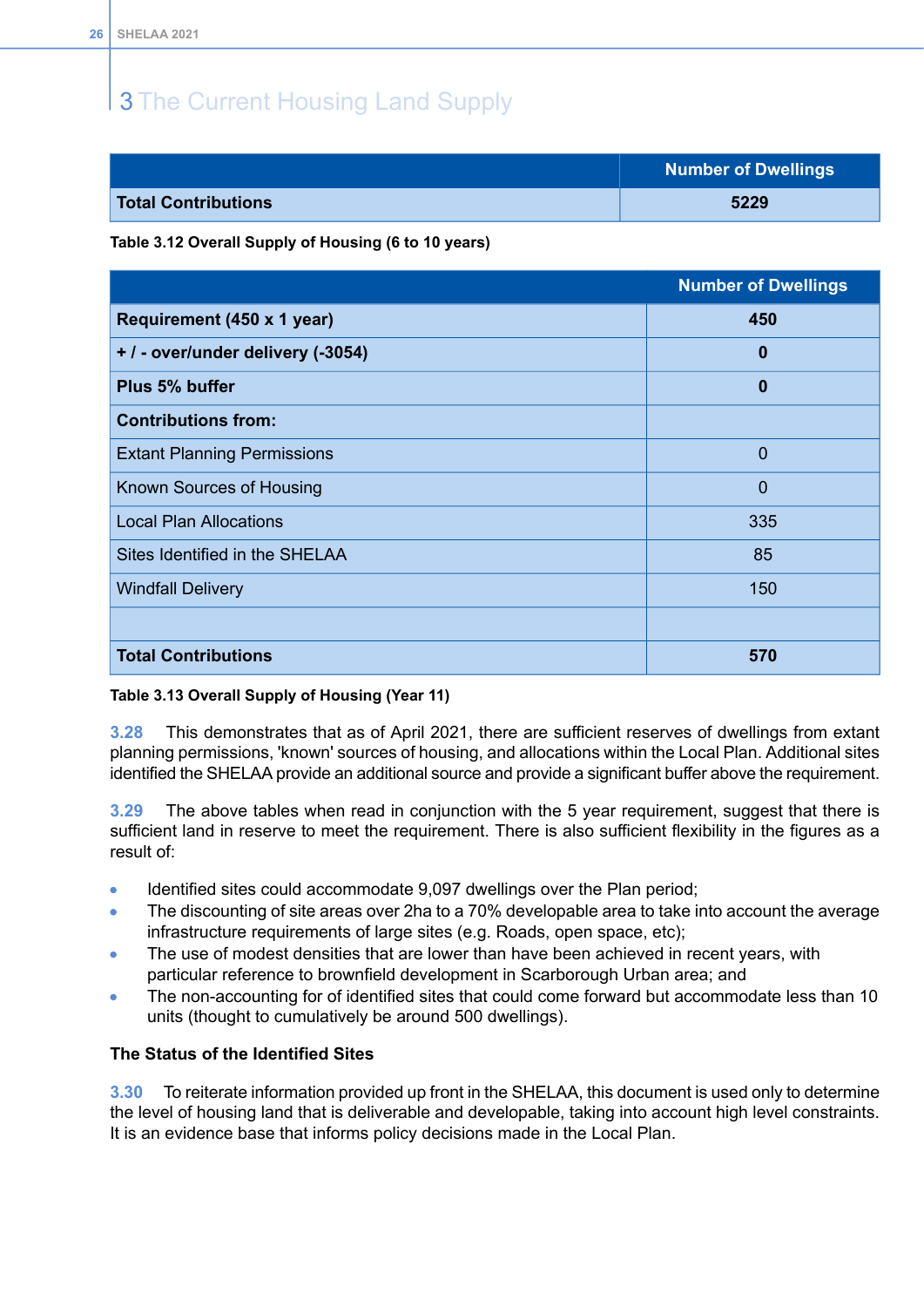## 3 The Current Housing Land Supply

| | Number of Dwellings |
|---|---|
| **Total Contributions** | **5229** |

**Table 3.12 Overall Supply of Housing (6 to 10 years)**

| | Number of Dwellings |
|---|---|
| **Requirement (450 x 1 year)** | **450** |
| **+ / - over/under delivery (-3054)** | **0** |
| **Plus 5% buffer** | **0** |
| **Contributions from:** | |
| Extant Planning Permissions | 0 |
| Known Sources of Housing | 0 |
| Local Plan Allocations | 335 |
| Sites Identified in the SHELAA | 85 |
| Windfall Delivery | 150 |
| | |
| **Total Contributions** | **570** |

**Table 3.13 Overall Supply of Housing (Year 11)**

3.28 This demonstrates that as of April 2021, there are sufficient reserves of dwellings from extant planning permissions, 'known' sources of housing, and allocations within the Local Plan. Additional sites identified the SHELAA provide an additional source and provide a significant buffer above the requirement.

3.29 The above tables when read in conjunction with the 5 year requirement, suggest that there is sufficient land in reserve to meet the requirement. There is also sufficient flexibility in the figures as a result of:

- Identified sites could accommodate 9,097 dwellings over the Plan period;
- The discounting of site areas over 2ha to a 70% developable area to take into account the average infrastructure requirements of large sites (e.g. Roads, open space, etc);
- The use of modest densities that are lower than have been achieved in recent years, with particular reference to brownfield development in Scarborough Urban area; and
- The non-accounting for of identified sites that could come forward but accommodate less than 10 units (thought to cumulatively be around 500 dwellings).

### The Status of the Identified Sites

3.30 To reiterate information provided up front in the SHELAA, this document is used only to determine the level of housing land that is deliverable and developable, taking into account high level constraints. It is an evidence base that informs policy decisions made in the Local Plan.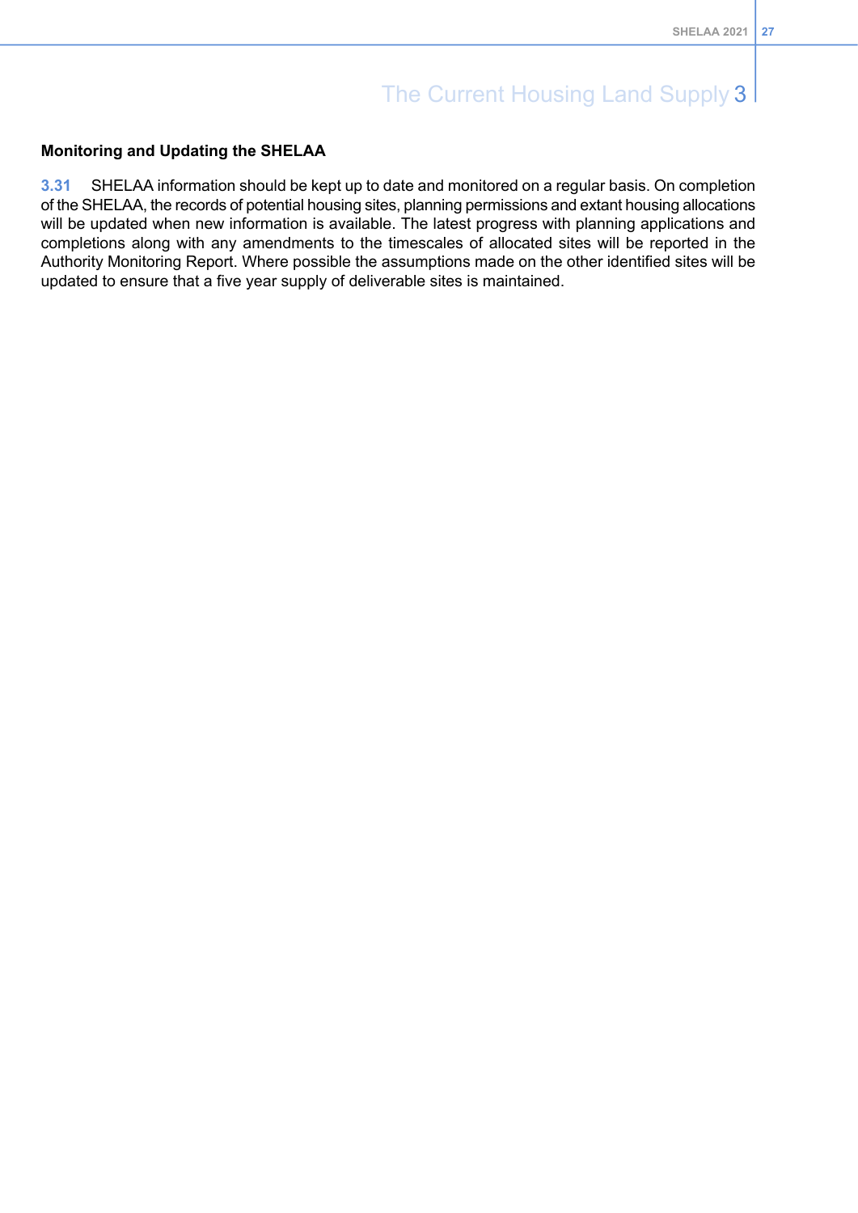### Monitoring and Updating the SHELAA

**3.31** SHELAA information should be kept up to date and monitored on a regular basis. On completion of the SHELAA, the records of potential housing sites, planning permissions and extant housing allocations will be updated when new information is available. The latest progress with planning applications and completions along with any amendments to the timescales of allocated sites will be reported in the Authority Monitoring Report. Where possible the assumptions made on the other identified sites will be updated to ensure that a five year supply of deliverable sites is maintained.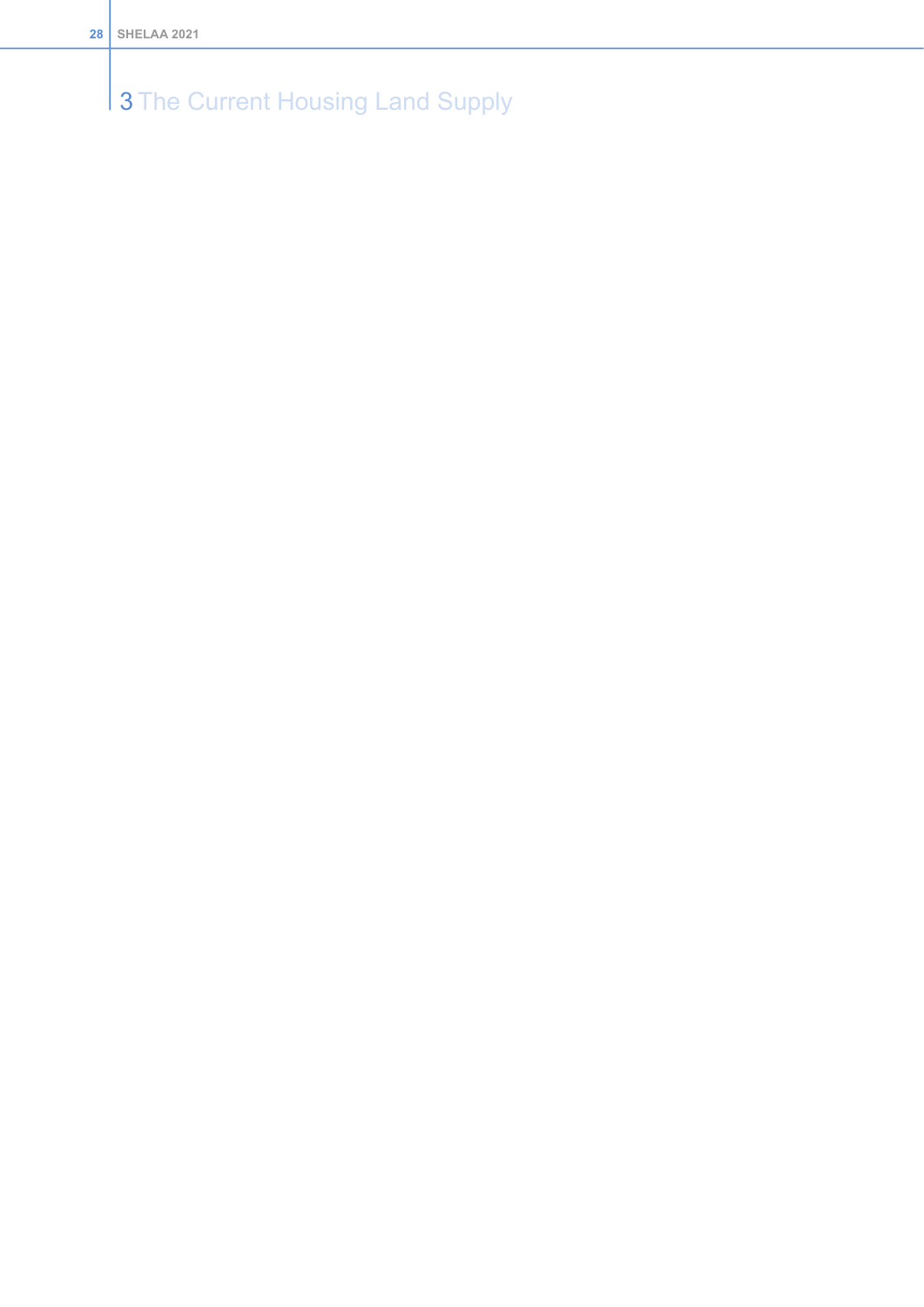# 3 The Current Housing Land Supply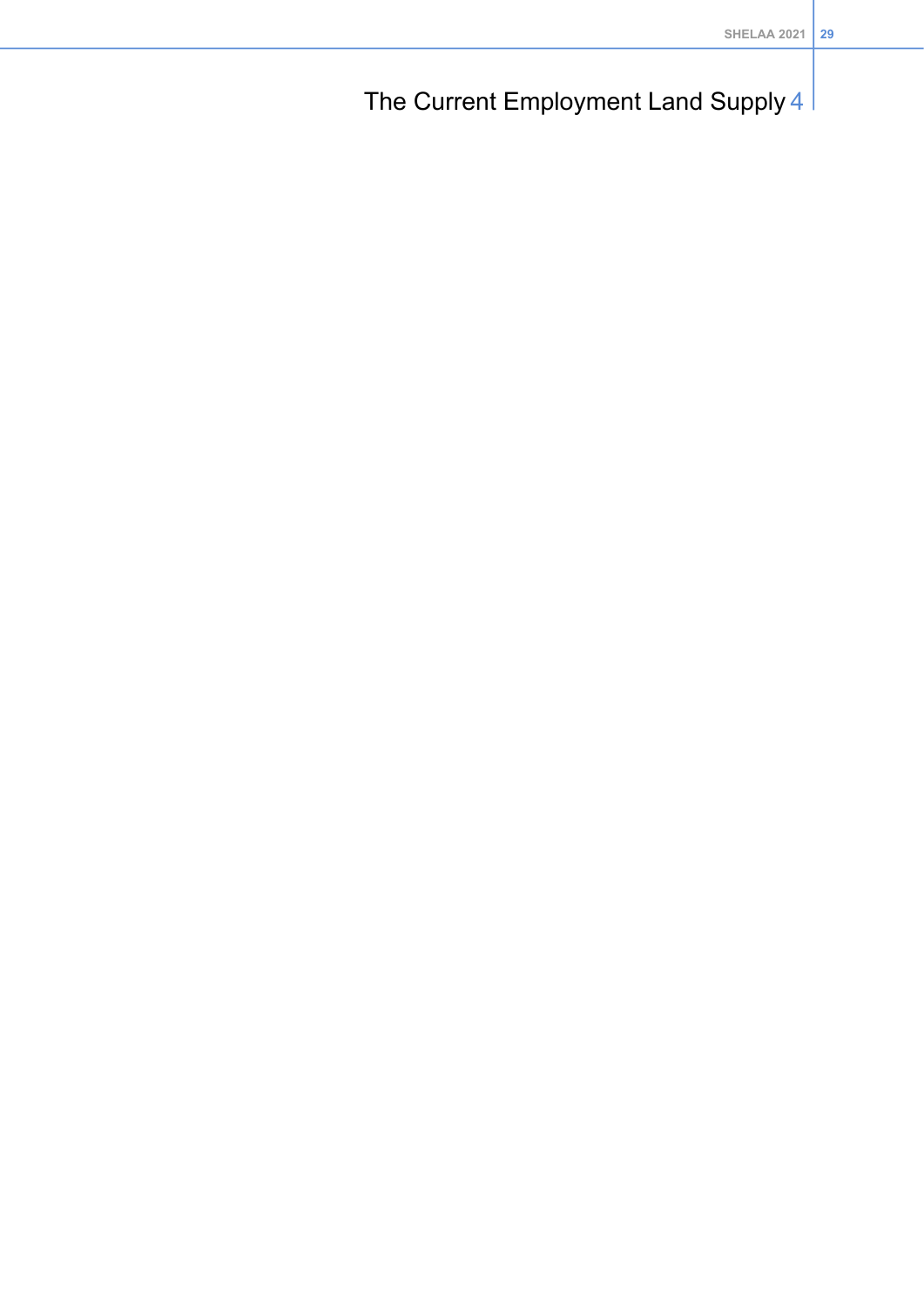# The Current Employment Land Supply 4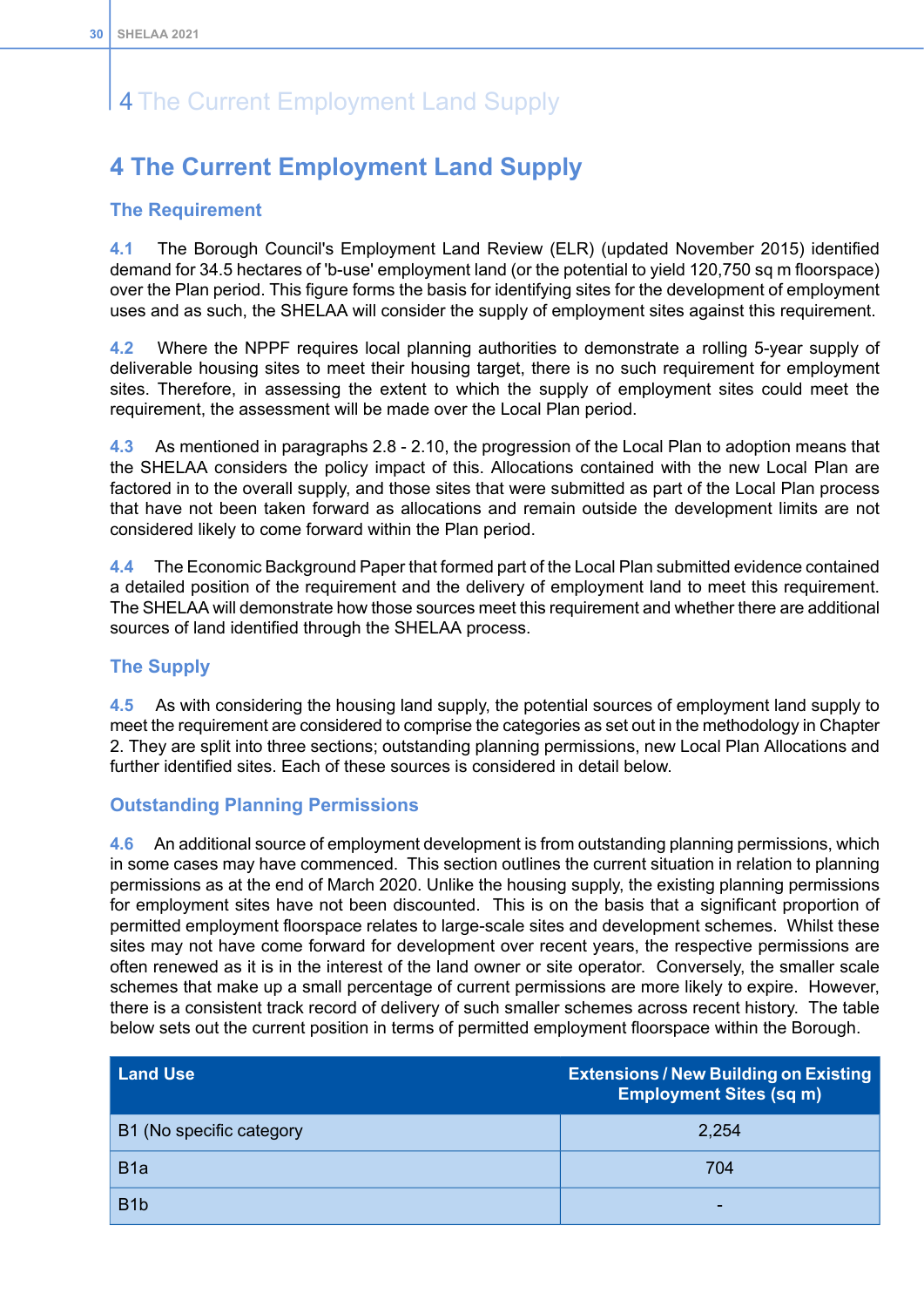# 4 The Current Employment Land Supply

## The Requirement

**4.1** The Borough Council's Employment Land Review (ELR) (updated November 2015) identified demand for 34.5 hectares of 'b-use' employment land (or the potential to yield 120,750 sq m floorspace) over the Plan period. This figure forms the basis for identifying sites for the development of employment uses and as such, the SHELAA will consider the supply of employment sites against this requirement.

**4.2** Where the NPPF requires local planning authorities to demonstrate a rolling 5-year supply of deliverable housing sites to meet their housing target, there is no such requirement for employment sites. Therefore, in assessing the extent to which the supply of employment sites could meet the requirement, the assessment will be made over the Local Plan period.

**4.3** As mentioned in paragraphs 2.8 - 2.10, the progression of the Local Plan to adoption means that the SHELAA considers the policy impact of this. Allocations contained with the new Local Plan are factored in to the overall supply, and those sites that were submitted as part of the Local Plan process that have not been taken forward as allocations and remain outside the development limits are not considered likely to come forward within the Plan period.

**4.4** The Economic Background Paper that formed part of the Local Plan submitted evidence contained a detailed position of the requirement and the delivery of employment land to meet this requirement. The SHELAA will demonstrate how those sources meet this requirement and whether there are additional sources of land identified through the SHELAA process.

## The Supply

**4.5** As with considering the housing land supply, the potential sources of employment land supply to meet the requirement are considered to comprise the categories as set out in the methodology in Chapter 2. They are split into three sections; outstanding planning permissions, new Local Plan Allocations and further identified sites. Each of these sources is considered in detail below.

### Outstanding Planning Permissions

**4.6** An additional source of employment development is from outstanding planning permissions, which in some cases may have commenced. This section outlines the current situation in relation to planning permissions as at the end of March 2020. Unlike the housing supply, the existing planning permissions for employment sites have not been discounted. This is on the basis that a significant proportion of permitted employment floorspace relates to large-scale sites and development schemes. Whilst these sites may not have come forward for development over recent years, the respective permissions are often renewed as it is in the interest of the land owner or site operator. Conversely, the smaller scale schemes that make up a small percentage of current permissions are more likely to expire. However, there is a consistent track record of delivery of such smaller schemes across recent history. The table below sets out the current position in terms of permitted employment floorspace within the Borough.

| Land Use | Extensions / New Building on Existing Employment Sites (sq m) |
|---|---|
| B1 (No specific category | 2,254 |
| B1a | 704 |
| B1b | - |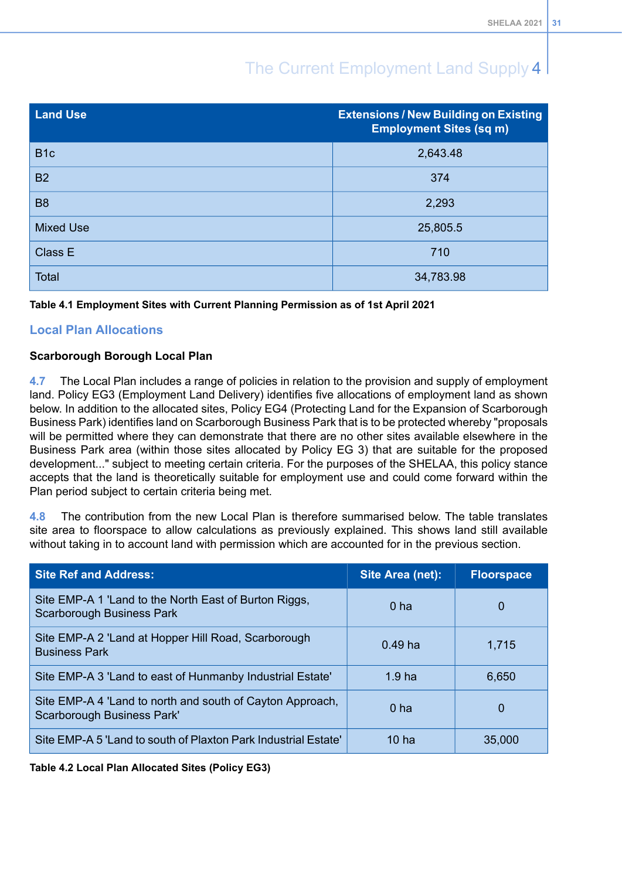| Land Use | Extensions / New Building on Existing Employment Sites (sq m) |
|---|---|
| B1c | 2,643.48 |
| B2 | 374 |
| B8 | 2,293 |
| Mixed Use | 25,805.5 |
| Class E | 710 |
| Total | 34,783.98 |

**Table 4.1 Employment Sites with Current Planning Permission as of 1st April 2021**

## Local Plan Allocations

**Scarborough Borough Local Plan**

4.7 The Local Plan includes a range of policies in relation to the provision and supply of employment land. Policy EG3 (Employment Land Delivery) identifies five allocations of employment land as shown below. In addition to the allocated sites, Policy EG4 (Protecting Land for the Expansion of Scarborough Business Park) identifies land on Scarborough Business Park that is to be protected whereby "proposals will be permitted where they can demonstrate that there are no other sites available elsewhere in the Business Park area (within those sites allocated by Policy EG 3) that are suitable for the proposed development..." subject to meeting certain criteria. For the purposes of the SHELAA, this policy stance accepts that the land is theoretically suitable for employment use and could come forward within the Plan period subject to certain criteria being met.

4.8 The contribution from the new Local Plan is therefore summarised below. The table translates site area to floorspace to allow calculations as previously explained. This shows land still available without taking in to account land with permission which are accounted for in the previous section.

| Site Ref and Address: | Site Area (net): | Floorspace |
|---|---|---|
| Site EMP-A 1 'Land to the North East of Burton Riggs, Scarborough Business Park | 0 ha | 0 |
| Site EMP-A 2 'Land at Hopper Hill Road, Scarborough Business Park | 0.49 ha | 1,715 |
| Site EMP-A 3 'Land to east of Hunmanby Industrial Estate' | 1.9 ha | 6,650 |
| Site EMP-A 4 'Land to north and south of Cayton Approach, Scarborough Business Park' | 0 ha | 0 |
| Site EMP-A 5 'Land to south of Plaxton Park Industrial Estate' | 10 ha | 35,000 |

**Table 4.2 Local Plan Allocated Sites (Policy EG3)**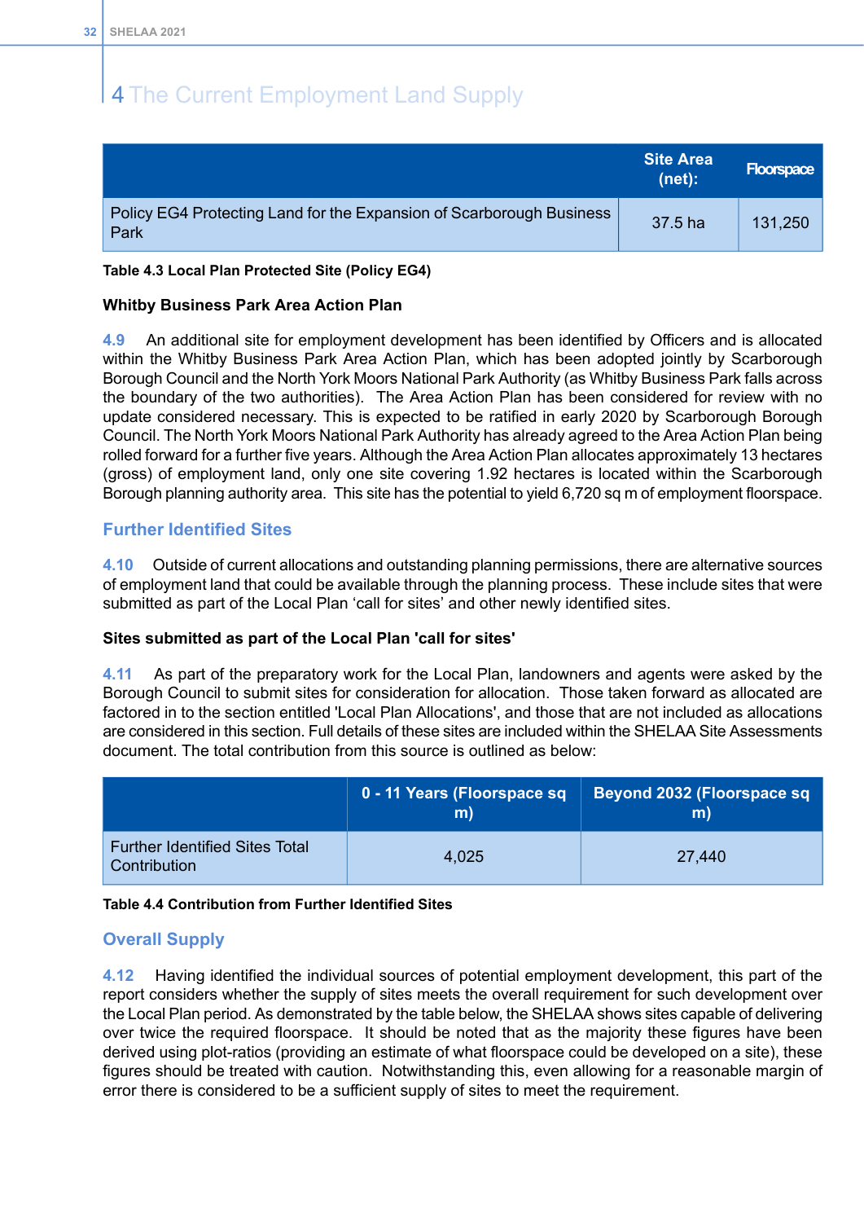# 4 The Current Employment Land Supply

| | Site Area (net): | Floorspace |
|---|---|---|
| Policy EG4 Protecting Land for the Expansion of Scarborough Business Park | 37.5 ha | 131,250 |

**Table 4.3 Local Plan Protected Site (Policy EG4)**

**Whitby Business Park Area Action Plan**

4.9 An additional site for employment development has been identified by Officers and is allocated within the Whitby Business Park Area Action Plan, which has been adopted jointly by Scarborough Borough Council and the North York Moors National Park Authority (as Whitby Business Park falls across the boundary of the two authorities). The Area Action Plan has been considered for review with no update considered necessary. This is expected to be ratified in early 2020 by Scarborough Borough Council. The North York Moors National Park Authority has already agreed to the Area Action Plan being rolled forward for a further five years. Although the Area Action Plan allocates approximately 13 hectares (gross) of employment land, only one site covering 1.92 hectares is located within the Scarborough Borough planning authority area. This site has the potential to yield 6,720 sq m of employment floorspace.

## Further Identified Sites

4.10 Outside of current allocations and outstanding planning permissions, there are alternative sources of employment land that could be available through the planning process. These include sites that were submitted as part of the Local Plan 'call for sites' and other newly identified sites.

**Sites submitted as part of the Local Plan 'call for sites'**

4.11 As part of the preparatory work for the Local Plan, landowners and agents were asked by the Borough Council to submit sites for consideration for allocation. Those taken forward as allocated are factored in to the section entitled 'Local Plan Allocations', and those that are not included as allocations are considered in this section. Full details of these sites are included within the SHELAA Site Assessments document. The total contribution from this source is outlined as below:

| | 0 - 11 Years (Floorspace sq m) | Beyond 2032 (Floorspace sq m) |
|---|---|---|
| Further Identified Sites Total Contribution | 4,025 | 27,440 |

**Table 4.4 Contribution from Further Identified Sites**

## Overall Supply

4.12 Having identified the individual sources of potential employment development, this part of the report considers whether the supply of sites meets the overall requirement for such development over the Local Plan period. As demonstrated by the table below, the SHELAA shows sites capable of delivering over twice the required floorspace. It should be noted that as the majority these figures have been derived using plot-ratios (providing an estimate of what floorspace could be developed on a site), these figures should be treated with caution. Notwithstanding this, even allowing for a reasonable margin of error there is considered to be a sufficient supply of sites to meet the requirement.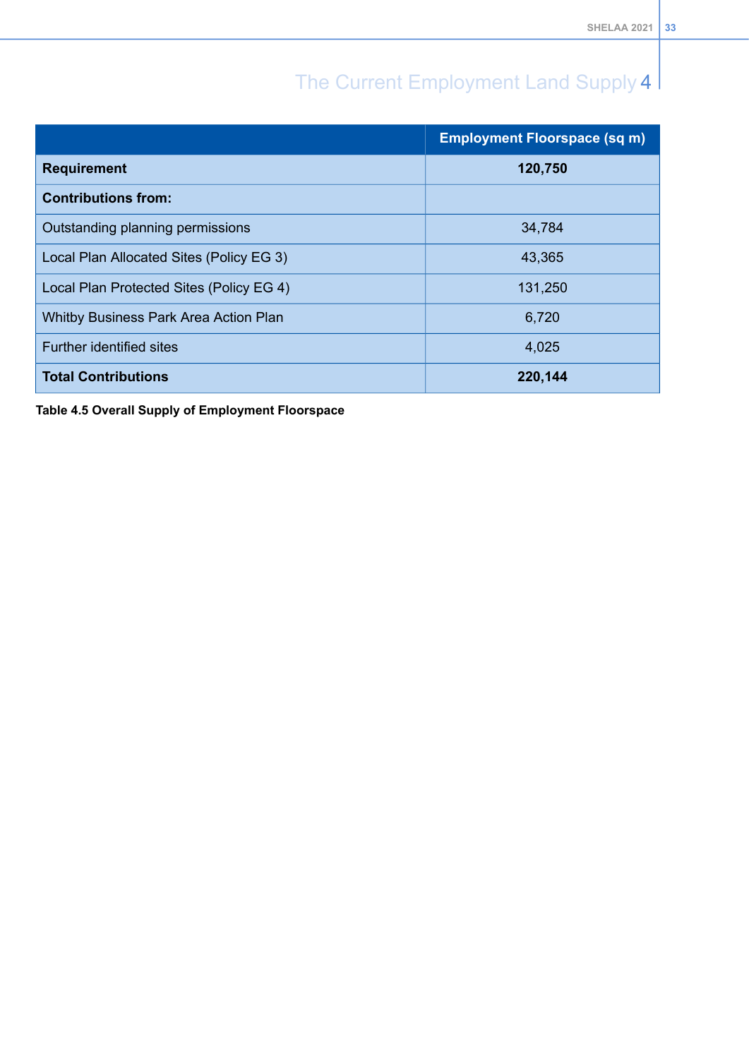| | Employment Floorspace (sq m) |
|---|---|
| **Requirement** | **120,750** |
| **Contributions from:** | |
| Outstanding planning permissions | 34,784 |
| Local Plan Allocated Sites (Policy EG 3) | 43,365 |
| Local Plan Protected Sites (Policy EG 4) | 131,250 |
| Whitby Business Park Area Action Plan | 6,720 |
| Further identified sites | 4,025 |
| **Total Contributions** | **220,144** |

**Table 4.5 Overall Supply of Employment Floorspace**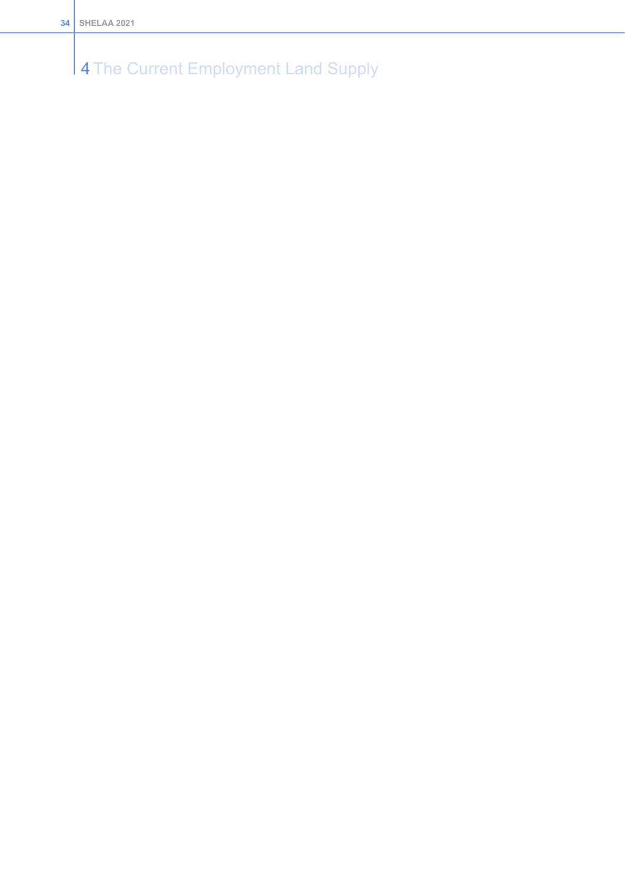# 4 The Current Employment Land Supply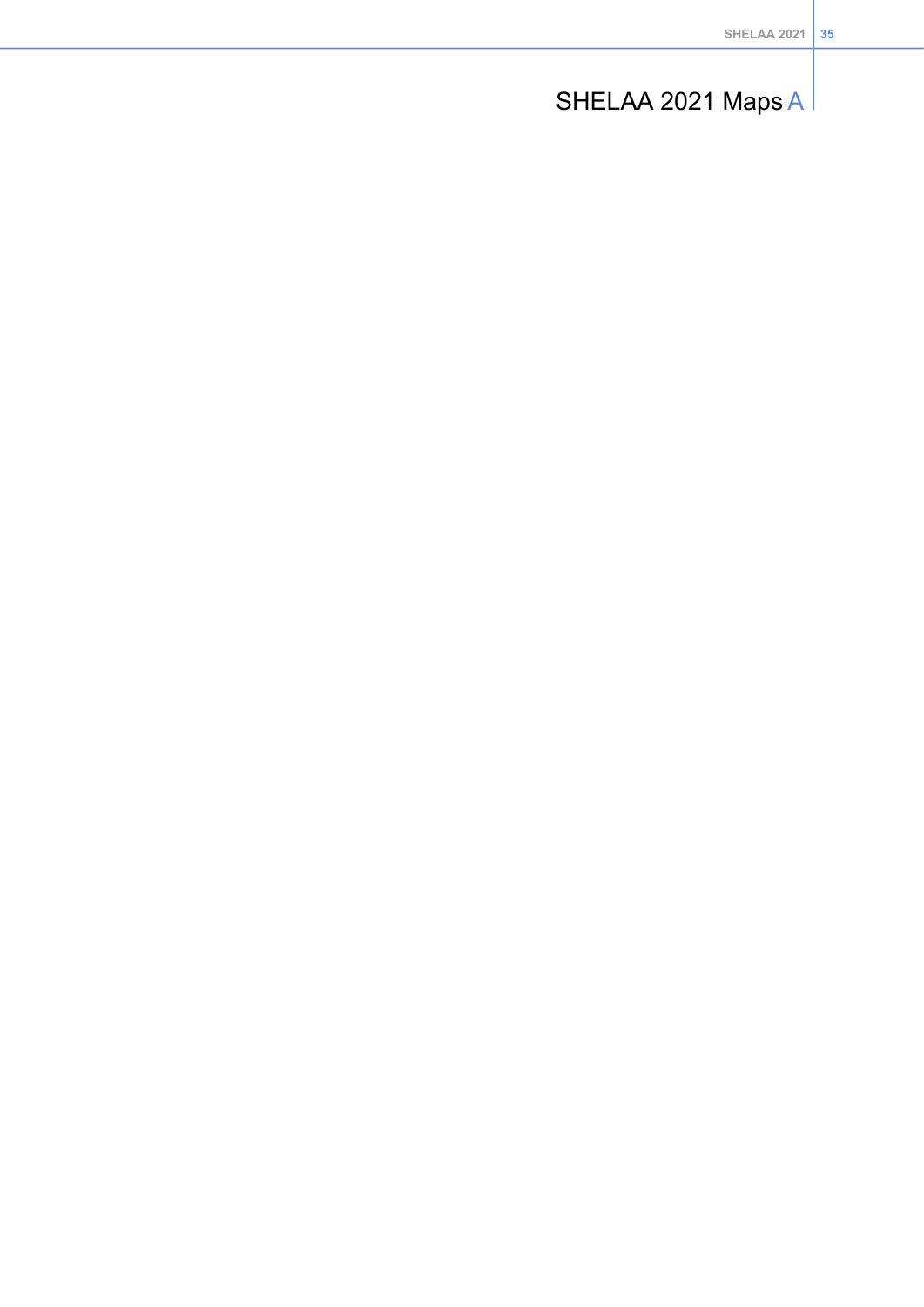# SHELAA 2021 Maps A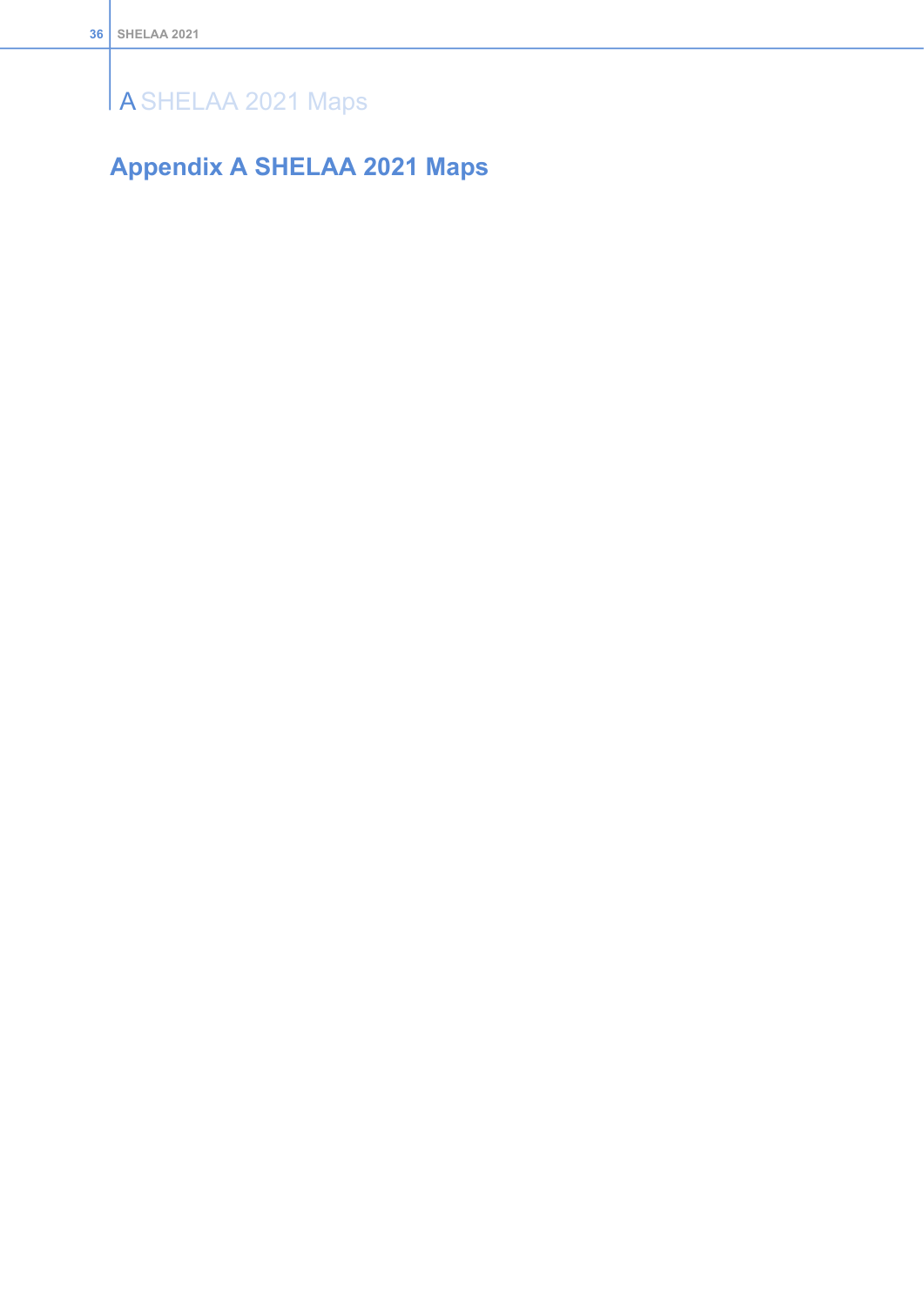# Appendix A SHELAA 2021 Maps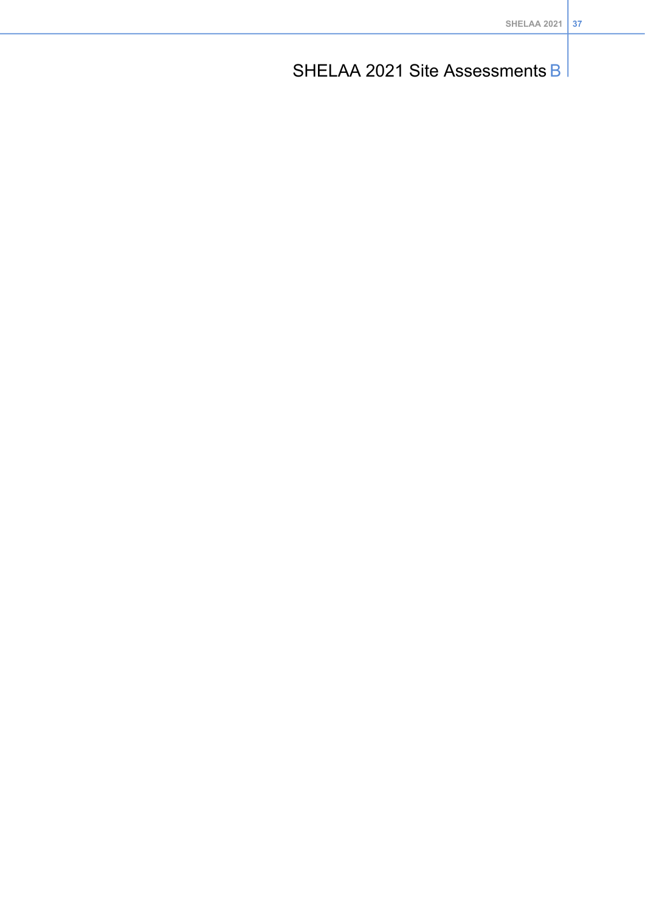# SHELAA 2021 Site Assessments B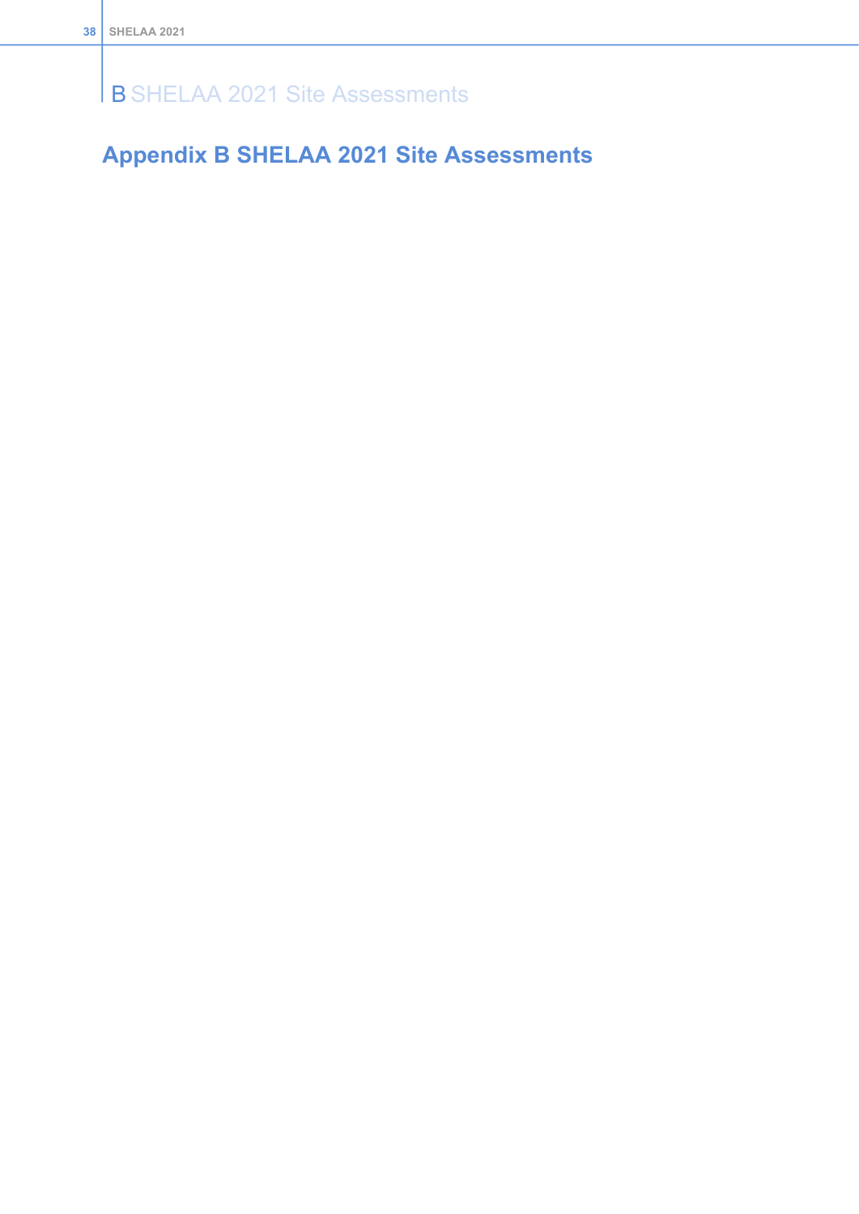# Appendix B SHELAA 2021 Site Assessments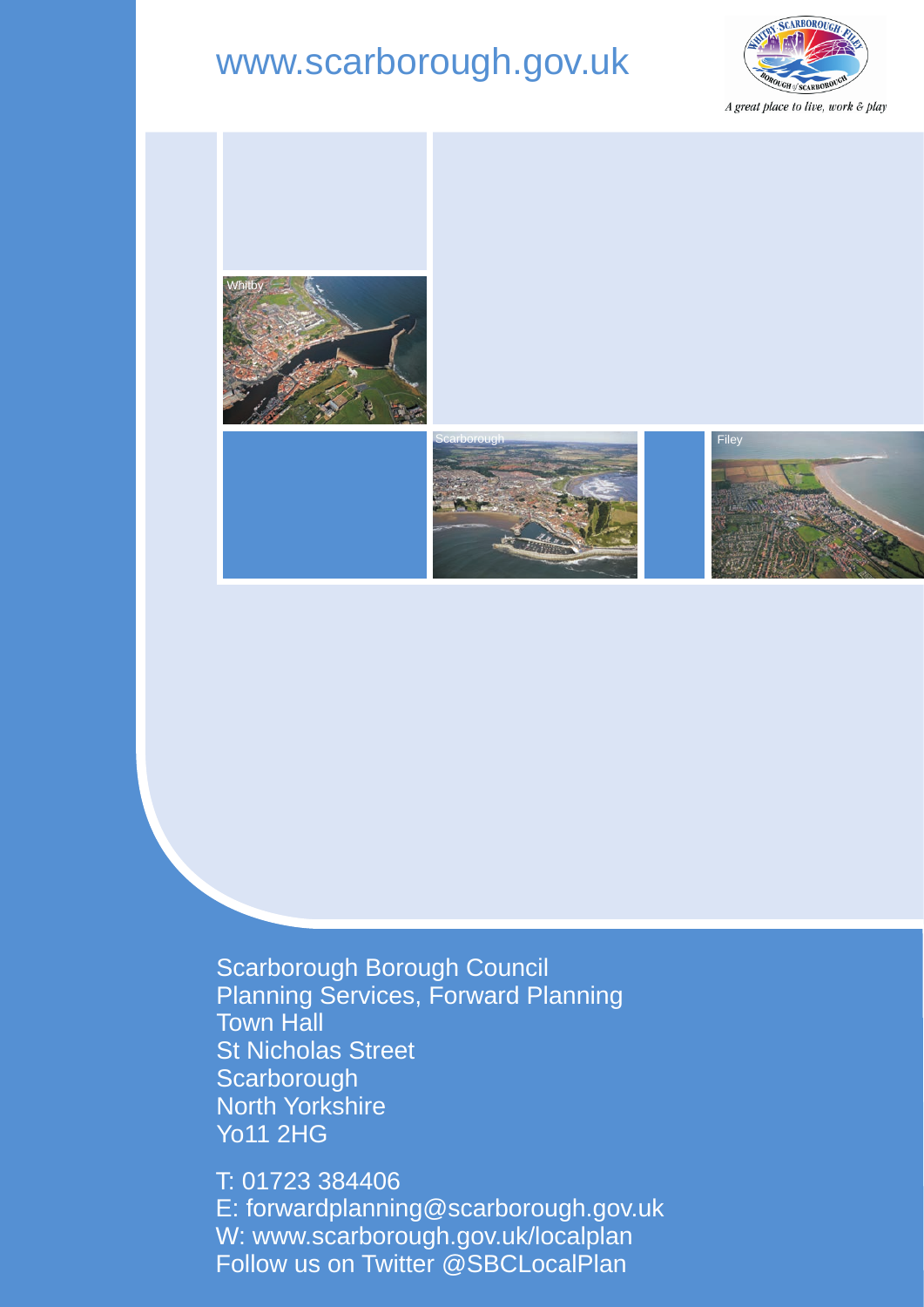www.scarborough.gov.uk

A great place to live, work & play

Whitby

Scarborough

Filey

Scarborough Borough Council
Planning Services, Forward Planning
Town Hall
St Nicholas Street
Scarborough
North Yorkshire
Yo11 2HG

T: 01723 384406
E: forwardplanning@scarborough.gov.uk
W: www.scarborough.gov.uk/localplan
Follow us on Twitter @SBCLocalPlan